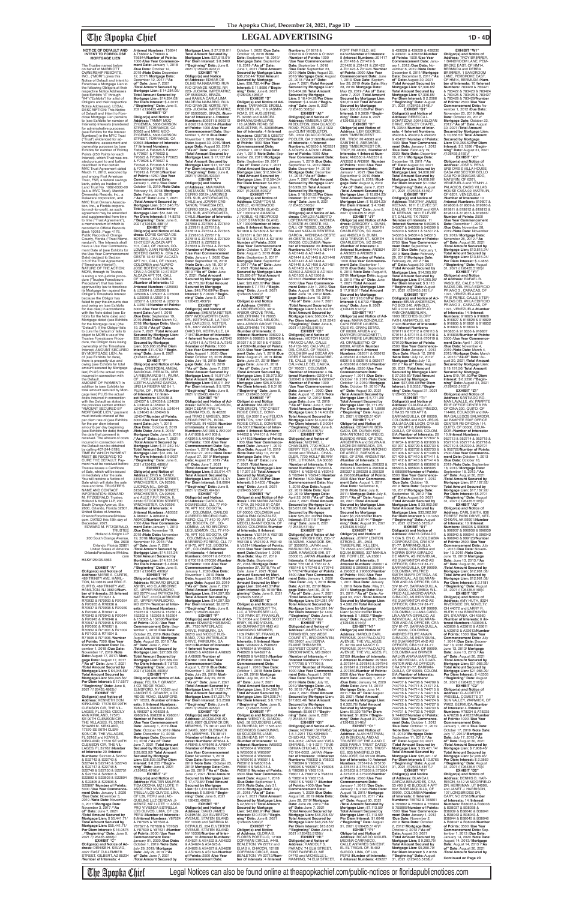## LEGAL ADVERTISING

**NOTICE OF DEFAULT AND INTENT TO FORECLOSE MORTGAGE LIEN**

The Trustee named below on behalf of MARRIOTT OWNERSHIP RESORTS, INC. ("MORI") gives this Notice of Default and Intent to Foreclose a Mortgage Lien to the following Obligors at their respective Notice Addresses (see Exhibits "A" through "K4" ("Exhibits") for a list of Obligors and their respective Notice Addresses). LEGAL DESCRIPTION: This Notice of Default and Intent to Foreclose Mortgage Lien pertains to (see Exhibits for number of Interests) Interests (numbered for administrative purposes: (see Exhibits for the Interest Numbers)) in the MVC Trust ("Trust") evidenced for administrative, assessment and ownership purposes by (see Exhibits for number of Points) Points (250 Points for each Interest), which Trust was created pursuant to and further described in that certain MVC Trust Agreement dated March 11, 2010, executed by and among First American Trust, FSB, a federal savings bank, solely as trustee of Land Trust No. 1082-0300-00 (a.k.a. MVC Trust), Marriott Ownership Resorts, Inc., a Delaware corporation, and MVC Trust Owners Association, Inc., a Florida corporation not-for-profit, as such agreement may be amended and supplemented from time to time ("Trust Agreement"), a memorandum of which is recorded in Official Records Book 10015, Page 4176, Public Records of Orange County, Florida ("Trust Memorandum"). The Interests shall have a Use Year Commencement Date of (see Exhibits for the Use Year Commencement Date) (subject to Section 3.5 of the Trust Agreement) ("Timeshare Interest"). NATURE OF THE ACTION: MORI, through its Trustee, is using a non-judicial procedure ("Trustee Foreclosure Procedure") that has been approved by law to foreclose its Mortgage lien against the Obligor's Timeshare Interest because the Obligor has failed to pay the amounts due and owing on (see Exhibits for due date) in accordance with the Note dated (see Exhibits for the Note date) and Mortgage dated (see Exhibits for the Mortgage date) (the "Default"). If the Obligor fails to cure the Default or fails to object to MORI's use of the Trustee Foreclosure Procedure, the Obligor risks losing ownership of the Timeshare Interest. AMOUNT SECURED BY MORTGAGE LIEN: As of (see Exhibits for date), there is presently due and owing (see Exhibits for total amount secured by Mortgage lien) PLUS the actual costs incurred in connection with the Default. AMOUNT OF PAYMENT: In addition to (see Exhibits for total amount secured by Mortgage lien) PLUS the actual costs incurred in connection with the Default as stated in the previous section entitled "AMOUNT SECURED BY MORTGAGE LIEN," payment must include interest at the per diem rate of (see Exhibits for the per diem interest amount) per day beginning (see Exhibits for date) through the date that payment is received. The amount of costs incurred in connection with the Default can be obtained by calling 407-244-5198. TIME BY WHICH PAYMENT MUST BE RECEIVED TO CURE THE DEFAULT: Payment must be received before Trustee issues a Certificate of Sale, which will be issued immediately after the sale. You will receive a Notice of Sale which will state the sale date and time. TRUSTEE'S NAME AND CONTACT INFORMATION: EDWARD M. FITZGERALD, Trustee, Holland & Knight LLP, 200 South Orange Avenue, Ste. 2600, Orlando, Florida 32801, United States of America, OrlandoForeclosure@hklaw.com. DATED this 15th day of December, 2021

EDWARD M. FITZGERALD, TRUSTEE
Holland & Knight LLP
200 South Orange Avenue, Ste. 2600
Orlando, Florida 32801
United States of America
OrlandoForeclosure@hklaw.com

H&K#126435.4863

**EXHIBIT "A"**
**Obligor(s) and Notice of Address:** MARIE A. CURTIS, 489 TRINITY AVE, HAMILTON, NJ 08619 and ERIC E. CURTIS, 489 TRINITY AVE, HAMILTON, NJ 08619/**Number of Interests:** 28 /**Interest Numbers:** R70931 & R70932 & R70933 & R70934 & R70935 & R70936 & R70937 & R70938 & R70939 & R70940 & R70941 & R70942 & R70943 & R70944 & R70945 & R70946 & R70947 & R70948 & R70949 & R70950 & R70951 & R71001 & R71002 & R71003 & R71004 & R71005 & R71006 /**Number of Points:** 7000 /**Use Year Commencement Date:** December 1, 2018 /**Due Date:** November 17, 2019 /**Note Date:** August 17, 2017/ **Mortgage Date:** August 17, 2017 /**"As of" Date:** June 7, 2021 /**Total Amount Secured by Mortgage Lien:** $ 64,045.88/ **Per Diem Interest:** $ 17.6577 /**"Beginning" Date:** June 8, 2021 /(126435.4863)//

**EXHIBIT "B"**
**Obligor(s) and Notice of Address:** KENNETH DON KIRKLAND, 17570 SE 90TH CLEMSON CIR, THE VILLAGES, FL 32162, CECILY ANN KIRKLAND, 17570 SE 90TH CLEMSON CIR, THE VILLAGES, FL 32162, SHAWN M. KIRKLAND, 17570 SE 90TH CLEMSON CIR, THE VILLAGES, FL 32162 and KEVIN S. KIRKLAND, 17570 SE 90TH CLEMSON CIR, THE VILLAGES, FL 32162/**Number of Interests:** 20 /**Interest Numbers:** S22740 & S22741 & S22742 & S22743 & S22744 & S22745 & S22746 & S22747 & S22748 & S22749 & S22750 & S22751 & S22752 & S22801 & S22802 & S22803 & S22804 & S22805 & S22806 & S22807 /**Number of Points:** 5000 /**Use Year Commencement Date:** January 1, 2020 /**Due Date:** November 3, 2019 /**Note Date:** November 3, 2017/ **Mortgage Date:** November 3, 2017 /**"As of" Date:** June 7, 2021 /**Total Amount Secured by Mortgage Lien:** $ 55,441.71/ **Total Amount Secured by Mortgage Lien:** $55,441.71/ **Per Diem Interest:** $ 16.0570 /**"Beginning" Date:** June 8, 2021 /(126435.4866)//

**EXHIBIT "C"**
**Obligor(s) and Notice of Address:** DENISE H. SELVIG, 4027 EAST CULLEMBER STREET, GILBERT, AZ 85234 /**Number of Interests:** 4 /**Interest Numbers:** T56841 & T56842 & T56843 & T56844/**Number of Points:** 1000 /**Use Year Commencement Date:** January 1, 2018 /**Due Date:** October 12, 2019 /**Note Date:** December 12, 2017/ **Mortgage Date:** December 12, 2017 /**"As of" Date:** June 7, 2021 /**Total Amount Secured by Mortgage Lien:** $ 14,284.09/ **Total Amount Secured by Mortgage Lien:** $14,284.09/ **Per Diem Interest:** $ 4.3015 /**"Beginning" Date:** June 8, 2021 /(126435.4870)//

**EXHIBIT "D"**
**Obligor(s) and Notice of Address:** TAMMY MOC-ZYGEMBA, 5606 CARSON STREET, TORRANCE, CA 90503 and MIKE MOC-ZYGEMBA, 5606 CARSON STREET, TORRANCE, CA 90503/**Number of Interests:** 17 /**Interest Numbers:** F46925 & F46926 & F46927 & F70621 & F70622 & F70623 & F70624 & F70625 & F70626 & F70627 & F70628 & F70908 & F70909 & F70910 & F70911 & F70912 & F70913/**Number of Points:** 4250 /**Use Year Commencement Date:** January 1, 2019 /**Due Date:** October 15, 2019 /**Note Date:** February 15, 2018/ **Mortgage Date:** February 15, 2018 /**"As of" Date:** June 7, 2021 /**Total Amount Secured by Mortgage Lien:** $ 51,346.75/ **Total Amount Secured by Mortgage Lien:** $51,346.75/ **Per Diem Interest:** $ 14.8275 /**"Beginning" Date:** June 8, 2021 /(126435.4881)//

**EXHIBIT "E"**
**Obligor(s) and Notice of Address:** DORIS GARCIA DE BOTERO, CRA 2 A OESTE 12-67 EDF ALCAZA APT 701, CALI, OF 760045, COLOMBIA; JUAN FERNANDO BOTERO GARCIA , CRA 2 A OESTE 12-67 EDF ALCAZA APT 701, CALI, OF 760045, COLOMBIA and ALVARO JOSE BOTERO GARCIA, CRA 2 A OESTE 12-67 EDF ALCAZA APT 701, CALI, OF 760045, COLOMBIA /**Number of Interests:** 12 /**Interest Numbers:** U25003 & U25004 & U25005 & U25006 & U25007 & U25008 & U25009 & U25010 & U25011 & U25012 & U25013 & U25014/**Number of Points:** 3000 /**Use Year Commencement Date:** April 1, 2018 /**Due Date:** September 19, 2019 /**Note Date:** March 19, 2018/ **Mortgage Date:** March 19, 2018 /**"As of" Date:** June 7, 2021 /**Total Amount Secured by Mortgage Lien:** $35,966.95/ **Total Amount Secured by Mortgage Lien:** $35,966.95/**Per Diem Interest:** $11.4782 /**"Beginning" Date:** June 8, 2021 /(126435.4883)//

**EXHIBIT "F"**
**Obligor(s) and Notice of Address:** CRISTOBAL ANIBAL SANDOVAL PERALTA, URB. LA RIBERA MZ B-11, PIURA, OF , PERU and JUBITZA LIZETH ALVAREZ GARCIA, URB. LA RIBERA MZ B-11, PIURA, OF , PERU /**Number of Interests:** 12 /**Interest Numbers:** U24036 & U24037 & U24038 & U24039 & U24040 & U24041 & U24042 & U24043 & U24044 & U24045 & U24046 & U24047/**Number of Points:** 3000 /**Use Year Commencement Date:** July 1, 2018 /**Due Date:** October 8, 2019 /**Note Date:** June 8, 2018/ **Mortgage Date:** June 8, 2018 /**"As of" Date:** June 7, 2021 /**Total Amount Secured by Mortgage Lien:** $ 31,249.14/ **Total Amount Secured by Mortgage Lien:** $31,249.14/ **Per Diem Interest:** $ 9.5027 /**"Beginning" Date:** June 8, 2021 /(126435.4890)//

**EXHIBIT "G"**
**Obligor(s) and Notice of Address:** ERIS A. SANDI, 31580 STOCKTON STREET, WINCHESTER, CA 92596; LUCINDA M.L. SANDI, 31580 STOCKTON STREET, WINCHESTER, CA 92596 and ALEX F.R.P. RADIA, II, 31580 STOCKTON STREET, WINCHESTER, CA 92596 /**Number of Interests:** 4 /**Interest Numbers:** A80352 & A80401 & A80402 & A80403/**Number of Points:** 1000 /**Use Year Commencement Date:** January 1, 2019 /**Due Date:** November 19, 2019 /**Note Date:** November 19, 2018/ **Mortgage Date:** November 19, 2018 /**"As of" Date:** June 7, 2021 /**Total Amount Secured by Mortgage Lien:** $14,151.34/ **Total Amount Secured by Mortgage Lien:** $14,151.34/ **Per Diem Interest:** $ 4.8049 /**"Beginning" Date:** June 8, 2021 /(126435.4906)//

**EXHIBIT "H"**
**Obligor(s) and Notice of Address:** RICHARD BRUCE ASHBY, 410 CLAIRBORNE ST., UPPER MARLBORO, MD 20774 and PATRICIA RENAE TAIT, 410 CLAIRBORNE ST., UPPER MARLBORO, MD 20774 /**Number of Interests:** 8 /**Interest Numbers:** 152251 & 152252 & 152301 & 152302 & 152303 & 152304 & 152305 & 152306/**Number of Points:** 2000 /**Use Year Commencement Date:** September 1, 2018 /**Due Date:** October 23, 2019 /**Note Date:** August 23, 2018/ **Mortgage Date:** August 23, 2018 /**"As of" Date:** June 7, 2021 /**Total Amount Secured by Mortgage Lien:** $27,389.00/ **Total Amount Secured by Mortgage Lien:** $27,389.00/ **Per Diem Interest:** $ 7.8733 /**"Beginning" Date:** June 8, 2021 /(126435.4909)//

**EXHIBIT "I"**
**Obligor(s) and Notice of Address:** FELITA F. GRANBY, 4 OX RIDGE ROAD, ELMSFORD, NY 10523 and JAMES E. GRANBY, 4 OX RIDGE ROAD, ELMSFORD, NY 10523, /**Number of Interests:** 8 /**Interest Numbers:** X98324 & X98325 & X98326 & X98327 & X98328 & X98329 & X98330 & X98331/ **Number of Points:** 2000 /**Use Year Commencement Date:** January 1, 2019 /**Due Date:** October 10, 2019 /**Note Date:** December 10, 2018/ **Mortgage Date:** December 10, 2018 /**"As of" Date:** June 7, 2021 /**Total Amount Secured by Mortgage Lien:** $28,603.92/ **Total Amount Secured by Mortgage Lien:** $28,603.92/**Per Diem Interest:** $ 8.255 /**"Beginning" Date:** June 8, 2021 /(126435.4916)//

**EXHIBIT "J"**
**Obligor(s) and Notice of Address:** WALTER MAUPARTIDA-OCONA, MZ I LOTE 1 ASOC PRO VIVIENDA ESTRELLA LOS OLIVOS, LIMA, OF L39, PERU and JACQUELINE LUZ CERDAN JIMENEZ, MZ I LOTE 1 ASOC PRO VIVIENDA ESTRELLA LOS OLIVOS, LIMA, OF L39, PERU /**Number of Interests:** 8 /**Interest Numbers:** Y87624 & Y87625 & Y87626 & Y87627 & Y87628 & Y87629 & Y87630 & Y87631/**Number of Points:** 2000 /**Use Year Commencement Date:** January 01, 2020 /**Due Date:** October 1, 2019 /**Note Date:** July 29, 2019/ **Mortgage Date:** July 29, 2019 /**"As of" Date:** June 7, 2021 /**Total Amount Secured by Mortgage Lien:** $ 27,519.01/ **Total Amount Secured by Mortgage Lien:** $27,519.01/ **Per Diem Interest:** $ 8.3489 /**"Beginning" Date:** June 8, 2021 /(126435.4931)//

**EXHIBIT "K"**
**Obligor(s) and Notice of Address:** LEANDER DE OLIVEIRA NABARRO, RUA RIO GRANDE NORTE, NR 229 JUCARA, IMPERATRIZ, OF 65900520, BRAZIL and AMALIA CARLA LIMA MADEIRA NABARRO, RUA RIO GRANDE NORTE, NR 229 JUCARA, IMPERATRIZ, OF 65900520, BRAZIL /**Number of Interests:** 4 /**Interest Numbers:** 809311 & 809312 & 809313 & 809314 /**Number of Points:** 1000 /**Use Year Commencement Date:** September 1, 2019 /**Due Date:** November 1, 2019 /**Note Date:** August 30, 2019/ **Mortgage Date:** August 30, 2019 /**"As of" Date:** June 7, 2021 /**Total Amount Secured by Mortgage Lien:** $ 17,137.04/ **Total Amount Secured by Mortgage Lien:** $17,137.04/ **Per Diem Interest:** $ 5.5173 /**"Beginning" Date:** June 8, 2021 /(126435.4934)//

**EXHIBIT "L"**
**Obligor(s) and Notice of Address:** ANA MARIA CASTANON, THANON DEL CERRO 0324 JARDINES DEL SUR, ANTOFAGASTA, CHILE and FELIPE ANDRES TANON, TRAVESIA DEL CERRO 0324 JARDINES DEL SUR, ANTOFAGASTA, CHILE /**Number of Interests:** 18 /**Interest Numbers:** Z27808 & Z27809 & Z27810 & Z27811 & Z27812 & Z27813 & Z27814 & Z27815 & Z27816 & Z27817 & Z27818 & Z27819 & Z27820 & Z27821 & Z27822 & Z27823 & Z27824 & Z27825 /**Number of Points:** 4500 /**Use Year Commencement Date:** January 1, 2020 /**Due Date:** September 18, 2019 /**Note Date:** July 18, 2019/ **Mortgage Date:** July 18, 2019 /**"As of" Date:** June 7, 2021 /**Total Amount Secured by Mortgage Lien:** $49,770.09/ **Total Amount Secured by Mortgage Lien:** $49,770.09/**Per Diem Interest:** $ 17.0638 /**"Beginning" Date:** June 8, 2021 /(126435.4938)//

**EXHIBIT "M"**
**Obligor(s) and Notice of Address:** SHEMITA NETTER, 6977 WOODWORTH OAKS DR., KEITHVILLE, LA 71047 and CARLOS D. NETTER, 6977 WOODWORTH OAKS DR., KEITHVILLE, LA 71047/**Number of Interests:** 4 /**Interest Numbers:** AJ7540 & AJ7541 & AJ7542 & AJ7543 /**Number of Points:** 1000 /**Use Year Commencement Date:** August 1, 2020 /**Due Date:** October 19, 2019 /**Note Date:** July 19, 2019/ **Mortgage Date:** July 19, 2019 /**"As of" Date:** June 7, 2021 /**Total Amount Secured by Mortgage Lien:** $ 16,311.94/ **Total Amount Secured by Mortgage Lien:** $16,311.94/ **Per Diem Interest:** $ 5.1275 /**"Beginning" Date:** June 8, 2021 /(126435.4940)//

**EXHIBIT "N"**
**Obligor(s) and Notice of Address:** AARON L. JACKSON, 3634 CREEK PINE PL, INDIANAPOLIS, IN 46235 and TRACIE MASSEY, 3634 CREEK PINE PL, INDIANAPOLIS, IN 46235 /**Number of Interests:** 4 /**Interest Numbers:** AK1906 & AK1907 & AK1908 & AK1909 & AK6915 & AK6916 /**Number of Points:** 1500 /**Use Year Commencement Date:** September 1, 2019 /**Due Date:** October 27, 2019 /**Note Date:** August 27, 2019/ **Mortgage Date:** August 27, 2019 /**"As of" Date:** June 7, 2021 /**Total Amount Secured by Mortgage Lien:** $ 25,014.67/ **Total Amount Secured by Mortgage Lien:** $25,014.67/ **Per Diem Interest:** $ 8.0994 /**"Beginning" Date:** June 8, 2021 /(126435.4946)//

**EXHIBIT "O"**
**Obligor(s) and Notice of Address:** CAROLINA DOMINGUEZ, CLL 77 # 70-AP 102, BOGOTA, OF , COLOMBIA; CARLOS ALBERTO BRICENO BARRERO, CLL 77 # 70-70, APT 102, BOGOTA, OF , COLOMBIA; JAIRO BRICENO LEGUIZAMON, CLL 77 # 70-70, APT 102, BOGOTA, OF , COLOMBIA and OMAIRA BARRERO PORERO, CLL 77 # 70-70, APT 102, BOGOTA, OF , COLOMBIA/**Number of Interests:** 8 /**Interest Numbers:** 670017 & 670018 & 670019 & 670020 /**Number of Points:** 2000 /**Use Year Commencement Date:** January 1, 2020 /**Due Date:** October 30, 2019 /**Note Date:** August 30, 2019/ **Mortgage Date:** August 30, 2019 /**"As of" Date:** June 7, 2021 /**Total Amount Secured by Mortgage Lien:** $ 14,257.92/ **Total Amount Secured by Mortgage Lien:** $14,257.92/ **Per Diem Interest:** $4.0275 /**"Beginning" Date:** June 8, 2021 /(126435.4951)//

**EXHIBIT "P"**
**Obligor(s) and Notice of Address:** EDWARD HUSBAND, 1750 WHITE ACE DRIVE, FAIRBURN, GA 30213 and NICOLE HUSBAND, 1750 WHITE ACE DRIVE, FAIRBURN, GA 30213/**Number of Interests:** 4 /**Interest Numbers:** AK6924 & AK6924 & AK6925 & AK6926 /**Number of Points:** 1000 /**Use Year Commencement Date:** January 1, 2020 /**Due Date:** November 1, 2019 /**Note Date:** July 29, 2019/ **Mortgage Date:** July 29, 2019 /**"As of" Date:** June 7, 2021 /**Total Amount Secured by Mortgage Lien:** $ 17,231.77/ **Total Amount Secured by Mortgage Lien:** $17,231.77/ **Per Diem Interest:** $ 5.2508 /**"Beginning" Date:** June 8, 2021 /(126435.4956)//

**EXHIBIT "Q"**
**Obligor(s) and Notice of Address:** JACQUELINE ABRAM, 4897 GLENWICK DR, MEMPHIS, TN 38141 and ED ABRAM, 4897 GLENWICK DR, MEMPHIS, TN 38141 /**Number of Interests:** 4 /**Interest Numbers:** AP8644 & AP8645 & AP8646 & AP8647 /**Number of Points:** 1000 /**Use Year Commencement Date:** January 1, 2020 /**Due Date:** November 25, 2019 /**Note Date:** October 25, 2019/ **Mortgage Date:** October 25, 2019 /**"As of" Date:** June 7, 2021 /**Total Amount Secured by Mortgage Lien:** $ 17,479.84/ **Total Amount Secured by Mortgage Lien:** $17,479.84/**Per Diem Interest:** $ 5.6848 /**"Beginning" Date:** June 8, 2021 /(126435.4963)//

**EXHIBIT "R"**
**Obligor(s) and Notice of Address:** DAVID JAMES SLATTERY, 28 ARLINGTON AVENUE, STATEN ISLAND, NY 10303 and MARINA M. DEPAULA, 26 ELVERTON AVENUE, STATEN ISLAND, NY 10308/**Number of Interests:** 10 /**Interest Numbers:** AS4521 & AS4522 & AS4523 & AS4524 & AS4525 & AS4526 & AS4527 & AS4528 & AS7623 & AS7624/**Number of Points:** 2500 /**Use Year Commencement Date:** January 1, 2020 /**Due Date:** October 1, 2020 /**Note Date:** October 18, 2019/ **Mortgage Date:** October 18, 2019 /**"As of" Date:** June 7, 2021 /**Total Amount Secured by Mortgage Lien:** $38,732.44 /**Total Amount Secured by Mortgage Lien:** $38,732.44/**Per Diem Interest:** $ 11.6686 /**"Beginning" Date:** June 8, 2021 /(126435.4966)//

**EXHIBIT "S"**
**Obligor(s) and Notice of Address:** FARRAGE ERESEL THOMPSON, 118 JASMIN ROAD, ST. AUGUSTINE, FL 32086 and ALMA PAUL SHAVAUGHN LEWIS, 118 JASMIN ROAD, ST. AUGUSTINE, FL 32086/**Number of Interests:** 4 /**Interest Numbers:** GS5736 & GS5737 & GS5738 & GS5739/**Number of Points:** 1000 /**Use Year Commencement Date:** January 1, 2020 /**Due Date:** January 1, 2020 /**Note Date:** July 1, 2019/ **Mortgage Date:** September 29, 2017 /**"As of" Date:** June 7, 2021 /**Total Amount Secured by Mortgage Lien:** $12,564.04/ **Total Amount Secured by Mortgage Lien:** $12,564.04/ **Per Diem Interest:** $4.0501 /**"Beginning" Date:** June 8, 2021 /(126435.5002)//

**EXHIBIT "T"**
**Obligor(s) and Notice of Address:** JOSEPH NOBILE, 40 REDWOOD LOOP, STATEN ISLAND, NY 10309 and AMANDA J. NOBILE, 40 REDWOOD LOOP, STATEN ISLAND, NY 10309/**Number of Interests:** 8 /**Interest Numbers:** S21808 & S21809 & S21810 & S21811 & S21812 & S21813 & S21814 & S21815/ **Number of Points:** 2000 /**Use Year Commencement Date:** October 1, 2017 /**Due Date:** August 3, 2019 /**Note Date:** September 5, 2017/ **Mortgage Date:** September 5, 2017 /**"As of" Date:** June 7, 2021 /**Total Amount Secured by Mortgage Lien:** $20,620.67/**Per Diem Interest:** $ 7.1781 /**"Beginning" Date:** June 8, 2021 /(126435.5004)//

**EXHIBIT "U"**
**Obligor(s) and Notice of Address:** CARRIE A. UNDERWOOD, 3814 ARBOR GROVE TRAIL, MIDLOTHIAN, TX 76065 and RONALD G. NELSON, 3814 ARBOR GROVE TRAIL, MIDLOTHIAN, TX 76065/**Number of Interests:** 8 /**Interest Numbers:** Q80825 & Q80826 & Q80827 & Q80828 & 319217 & 319218 & 415923 & 415924 /**Number of Points:** 2000 /**Use Year Commencement Date:** July 1, 2018 /**Due Date:** August 27, 2019 /**Note Date:** June 27, 2018/ **Mortgage Date:** June 27, 2018 /**"As of" Date:** June 7, 2021 /**Total Amount Secured by Mortgage Lien:** $ 25,072.80/ **Total Amount Secured by Mortgage Lien:** $25,072.80/ **Per Diem Interest:** $ 8.3166 /**"Beginning" Date:** June 8, 2021 /(126435.5012)//

**EXHIBIT "V"**
**Obligor(s) and Notice of Address:** MAURICE ROBINSON, 1737 CREST RIDGE CIRCLE, CONYERS, GA 30012 and FELICIA GILCHRIST, 1737 CREST RIDGE CIRCLE, CONYERS, GA 30012/**Number of Interests:** 4 /**Interest Numbers:** V44102 & V44103 & V44104 & V44105/**Number of Points:** 1000 /**Use Year Commencement Date:** January 1, 2019 /**Due Date:** October 10, 2019 /**Note Date:** May 10, 2018/ **Mortgage Date:** May 10, 2018 /**"As of" Date:** June 7, 2021 /**Total Amount Secured by Mortgage Lien:** $ 17,297.55 /**Total Amount Secured by Mortgage Lien:** $17,297.55/**Per Diem Interest:** $ 5.4205 /**"Beginning" Date:** June 8, 2021 /(126435.5067)//

**EXHIBIT "W"**
**Obligor(s) and Notice of Address:** LINA MARIA ZAPATA, CRA 25 NO.38 81 CASA 14, MEDELLIN-ANTIOQUIA, OF 00000, COLOMBIA and MARIA EMA GONZALEZ V., CRA 25 NO.38 81 CASA 14, MEDELLIN-ANTIOQUIA, OF 00000, COLOMBIA and MARIA EMA GONZALEZ V., CRA 25 NO.38 81 CASA 14, MEDELLIN-ANTIOQUIA, OF 00000, COLOMBIA /**Number of Interests:** 6 /**Interest Numbers:** Y52134 & Y52135 & Y52136 & Y52137 & Y52138 & Y52139 & Y52140 & Y52141/**Number of Points:** 2000 /**Use Year Commencement Date:** January 1, 2019 /**Due Date:** October 1, 2019 /**Note Date:** May 27, 2019/ **Mortgage Date:** September 27, 2018/ **Mortgage Date:** September 27, 2018 /**"As of" Date:** June 7, 2021 /**Total Amount Secured by Mortgage Lien:** $26,443.92/ **Total Amount Secured by Mortgage Lien:** $26,443.92/ **Per Diem Interest:** $8.1018 /**"Beginning" Date:** June 8, 2021 /(126435.5068)//

**EXHIBIT "X"**
**Obligor(s) and Notice of Address:** RESOLVIT TN, LLC, 1109 PARK ST, FRANKLIN, TN 37064 and DAVID SCOTT FREY, AS INDIVIDUAL, AS GUARANTOR AND AS MANAGING MEMBER, 1109 PARK ST, FRANKLIN, TN 37064/**Number of Interests:** 8 /**Interest Numbers:** W48923 & W48924 & W48925 & W48926 & W48927 & W48928 & W48929 & W48930/**Number of Points:** 2000 /**Use Year Commencement Date:** August 1, 2018 /**Due Date:** October 1, 2019 /**Note Date:** July 30, 2018/ **Mortgage Date:** July 30, 2018 /**"As of" Date:** June 7, 2021 /**Total Amount Secured by Mortgage Lien:** $ 24,306.74/ **Total Amount Secured by Mortgage Lien:** $24,306.74/ **Per Diem Interest:** $ 8.1716 /**"Beginning" Date:** June 8, 2021 /(126435.5079)//

**EXHIBIT "Y"**
**Obligor(s) and Notice of Address:** WENDY S. GIAVONI, 7 TANYA LANE, GLEN HEAD, NY 11545 and GEORGE GIAVONI, 36 SCUDDERS LANE, GLEN HEAD, NY 11545 /**Number of Interests:** 10 /**Interest Numbers:** W65003 & W65004 & W65005 & W65006 & W65007 & W65008 & W65009 & W65010 & W65011 & W65012 & W65013 & W65014 & W65015 & W65016 /**Number of Points:** 3500 /**Use Year Commencement Date:** January 1, 2019 /**Due Date:** September 1, 2019 /**Note Date:** July 31, 2018/ **Mortgage Date:** July 31, 2018 /**"As of" Date:** June 7, 2021 /**Total Amount Secured by Mortgage Lien:** $42,930.91/ **Total Amount Secured by Mortgage Lien:** $42,930.91/**Per Diem Interest:** $10.5706 /**"Beginning" Date:** June 8, 2021 /(126435.5089)//

**EXHIBIT "Z"**
**Obligor(s) and Notice of Address:** GLORIA S. FLORES PORTILLO, 12188 COFFMAN CIRCLE, #448, HAGERSTOWN, VA 22312 and JOSE W. CHACON, 12188 COFFMAN CIRCLE, #448, HAGERSTOWN, VA 22312 /**Number of Interests:** 4 /**Interest Numbers:** O19218 & O19219 & O19220 & O19221 /**Number of Points:** 1000 /**Use Year Commencement Date:** September 1, 2018 /**Due Date:** September 23, 2019 /**Note Date:** August 23, 2018/ **Mortgage Date:** August 23, 2018 /**"As of" Date:** June 7, 2021 /**Total Amount Secured by Mortgage Lien:** $16,404.28/ **Total Amount Secured by Mortgage Lien:** $ 16,404.28/**Per Diem Interest:** $ 4.9248 /**"Beginning" Date:** June 8, 2021 /(126435.5094)//

**EXHIBIT "A1"**
**Obligor(s) and Notice of Address:** KIMBERLY GRAY MIDDLETON, 2504 QUACCO ROAD, POOLER, GA 31322 and CLINT MIDDLETON, SR., 2504 QUACCO ROAD, POOLER, GA 31322/**Number of Interests:** 4 /**Interest Numbers:** AC9250 & AC9251 & AC9252 & AC9301 /**Number of Points:** 1000 /**Use Year Commencement Date:** January 1, 2019 /**Due Date:** September 14, 2019 /**Note Date:** December 14, 2018/ **Mortgage Date:** December 14, 2018 /**"As of" Date:** June 7, 2021 /**Total Amount Secured by Mortgage Lien:** $16,839.32/ **Total Amount Secured by Mortgage Lien:** $ 16,839.32/**Per Diem Interest:** $5.0755 /**"Beginning" Date:** June 8, 2021 /(126435.5100)//

**EXHIBIT "B1"**
**Obligor(s) and Notice of Address:** CARLOS ALBERTO LOPERA MERINO, AVENIDA 6 OESTE #5 OESTE-163, CALI, OF 760020, COLOMBIA and NATALIA HERRERA SANCHEZ, AVENIDA 6 OESTE #5 OESTE-163, CALI, OF 760020, COLOMBIA /**Number of Interests:** 10 /**Interest Numbers:** AD1440 & AD1441 & AD1442 & AD1443 & AD1444 & AD1445 & AD1446 & AD1447 & AD1448 & AD1449 & AD1450 & AD1451 & AD1452 & AD1501 & AD1502 & AD1503 & AD1504 & AD1505 & AD1506 & AD1507 /**Number of Points:** 5000 /**Use Year Commencement Date:** July 1, 2019 /**Due Date:** August 10, 2019 /**Note Date:** June 10, 2019/ **Mortgage Date:** June 10, 2019 /**"As of" Date:** June 7, 2021 /**Total Amount Secured by Mortgage Lien:** $ 66,004.52/ **Total Amount Secured by Mortgage Lien:** $66,004.52/ **Per Diem Interest:** $ 21.9243 /**"Beginning" Date:** June 8, 2021 /(126435.5103)//

**EXHIBIT "C1"**
**Obligor(s) and Notice of Address:** VICTOR HUGO FRANCO LARA, CALLE 18 #152-160, CALI-VALLE DEL CAUCA, OF 760031, COLOMBIA and OSCAR ANDRES FRANCO NAVARRETE, CALLE 18 #152-160, CALI-VALLE DEL CAUCA, OF 760031, COLOMBIA /**Number of Interests:** 4 /**Interest Numbers:** Q20044 & Q20045 & Q20046 & Q20047 /**Number of Points:** 1000 /**Use Year Commencement Date:** January 1, 2020 /**Due Date:** October 12, 2019 /**Note Date:** June 12, 2019/ **Mortgage Date:** June 12, 2019 /**"As of" Date:** June 7, 2021 /**Total Amount Secured by Mortgage Lien:** $ 14,402.89/ **Total Amount Secured by Mortgage Lien:** $14,402.89/ **Per Diem Interest:** $ 2.0054 /**"Beginning" Date:** June 8, 2021 /(126435.5107)//

**EXHIBIT "D1"**
**Obligor(s) and Notice of Address:** MICHAEL L. CHANDLER, 7720 HOLLY BERRY TER., LITHONIA, GA 30058 and STACI ANN CHANDLER, 7720 HOLLY BERRY TER., LITHONIA, GA 30058 /**Number of Interests:** 8 /**Interest Numbers:** Y62941 & Y62942 & Y62943 & Y62944 & Y62945 & Y62946 /**Number of Points:** 1500 /**Use Year Commencement Date:** May 1, 2019 /**Due Date:** October 22, 2019 /**Note Date:** April 22, 2019/ **Mortgage Date:** April 22, 2019 /**"As of" Date:** June 7, 2021 /**Total Amount Secured by Mortgage Lien:** $25,031.00/ **Total Amount Secured by Mortgage Lien:** $25,031.00/**Per Diem Interest:** $ 7.8106 /**"Beginning" Date:** June 8, 2021 /(126435.5114)//

**EXHIBIT "E1"**
**Obligor(s) and Notice of Address:** HIROSHI ISO, 200-17 IMAIZUMI, KAWAGOE-SHI, ST 3500015, JAPAN and MASUMI ISO, 200-17 IMAIZUMI, KAWAGOE-SHI, ST 3500015, JAPAN /**Number of Interests:** 6 /**Interest Numbers:** Y65145 & Y65147 & Y65148 & Y70746 & Y70747 & Y70748 /**Number of Points:** 1500 /**Use Year Commencement Date:** January 1, 2020 /**Due Date:** July 1, 2019 /**Note Date:** April 30, 2019/ **Mortgage Date:** April 30, 2019 /**"As of" Date:** June 7, 2021 /**Total Amount Secured by Mortgage Lien:** $24,291.94/ **Total Amount Secured by Mortgage Lien:** $24,291.94/ **Per Diem Interest:** $7.1456 /**"Beginning" Date:** June 8, 2021 /(126435.5118)//

**EXHIBIT "F1"**
**Obligor(s) and Notice of Address:** ANTHONY THRASHER, 322 WEST COURT ST., BROOKHAVEN, MS 39601 and SONYA LEWIS THRASHER, 322 WEST COURT ST., BROOKHAVEN, MS 39601 /**Number of Interests:** 4 /**Interest Numbers:** Y77704 & Y77705 & Y77706 & Y77707 /**Number of Points:** 1000 /**Use Year Commencement Date:** August 1, 2019 /**Due Date:** November 10, 2019 /**Note Date:** July 10, 2019/ **Mortgage Date:** July 10, 2019 /**"As of" Date:** June 7, 2021 /**Total Amount Secured by Mortgage Lien:** $17,863.48/ **Total Amount Secured by Mortgage Lien:** $17,863.48/ **Per Diem Interest:** $ 5.4538 /**"Beginning" Date:** June 8, 2021 /(126435.5119)//

**EXHIBIT "G1"**
**Obligor(s) and Notice of Address:** NORIAKI SHIRANE, 1-5-1-2211 TSUKISHIMA CHUO-KU, TOKYO, TO 104-0052, JAPAN and YUSA SHIRANE, 1-5-1-2211 TSUKISHIMA CHUO-KU, TOKYO, TO 104-0052, JAPAN /**Number of Interests:** 8 /**Interest Numbers:** Y98302 & Y98303 & Y98304 & Y98305 & Y98306 & Y98307 & Y98308 & Y98309 & Y98310 & Y98311 & Y98312 & Y98313 & Y98314 & Y98315 & Y98316 & Y98317 /**Number of Points:** 4000 /**Use Year Commencement Date:** January 1, 2020 /**Due Date:** August 28, 2019 /**Note Date:** June 28, 2019/ **Mortgage Date:** June 28, 2019 /**"As of" Date:** June 7, 2021 /**Total Amount Secured by Mortgage Lien:** $48,788.70/ **Total Amount Secured by Mortgage Lien:** $48,788.70/ **Per Diem Interest:** $ 13.8572 /**"Beginning" Date:** June 8, 2021 /(126435.5120)//

**EXHIBIT "H1"**
**Obligor(s) and Notice of Address:** RANDOLPH E. MANNING, 14 ELM STREET, FORT FAIRFIELD, ME 04742 and MICHELLE L. MANNING, 14 ELM STREET, FORT FAIRFIELD, ME 04742/**Number of Interests:** 8 /**Interest Numbers:** Z01417 & Z01418 & Z01419 & Z01420 & Z01421 & Z01422 & Z01423 & Z01424 /**Number of Points:** 2000 /**Use Year Commencement Date:** July 1, 2019 /**Due Date:** September 28, 2019 /**Note Date:** May 28, 2019/ **Mortgage Date:** May 28, 2019 /**"As of" Date:** June 7, 2021 /**Total Amount Secured by Mortgage Lien:** $30,613.93/ **Total Amount Secured by Mortgage Lien:** $30,613.93/**Per Diem Interest:** $ 9.3639 /**"Beginning" Date:** June 8, 2021 /(126435.5121)//

**EXHIBIT "I1"**
**Obligor(s) and Notice of Address:** LEBY GEORGE, 3965 TIMBERCREST CT, TROY, MI 48083 and SABITHA S. ABRAHAM, 3965 TIMBERCREST DR., TROY, MI 48083, /**Number of Interests:** 4 /**Interest Numbers:** AN3550 & AN3551 & AN3552 & AN3601 /**Number of Points:** 1000 /**Use Year Commencement Date:** January 1, 2021 /**Due Date:** September 9, 2019 /**Note Date:** August 9, 2019/ **Mortgage Date:** August 9, 2019 /**"As of" Date:** June 7, 2021 /**Total Amount Secured by Mortgage Lien:** $ 15,834.23/ **Total Amount Secured by Mortgage Lien:** $ 15,834.23/ **Per Diem Interest:** $ 4.7348 /**"Beginning" Date:** June 8, 2021 /(126435JS126)//

**EXHIBIT "J1"**
**Obligor(s) and Notice of Address:** GREGORY L. DUNN, 4313 TREVOR ST, NORTH CHARLESTON, SC 29420 and ANGELA G. DUNN, 4313 TREVOR ST, NORTH CHARLESTON, SC 29420 /**Number of Interests:** 4 /**Interest Numbers:** AN3824 & AN3825 & AN3826 & AN3827 /**Number of Points:** 1000 /**Use Year Commencement Date:** September 1, 2019 /**Due Date:** August 5, 2019 /**Note Date:** August 5, 2019/ **Mortgage Date:** August 5, 2019 /**"As of" Date:** June 7, 2021 /**Total Amount Secured by Mortgage Lien:** $17,918.01/ **Total Amount Secured by Mortgage Lien:** $17,918.01/ **Per Diem Interest:** $ 5.6702 /**"Beginning" Date:** June 8, 2021 /(126435.5128)//

**EXHIBIT "K1"**
**Obligor(s) and Notice of Address:** MARIA GONZALEZ, CAYA FRERE LAURENS CUIS #5, ORANJESTAD, OF 00000, ARUBA and MARYORI DRAGONETTI, CAYA FRERE LAURENCIUS #5, ORANJESTAD, OF 00000, ARUBA/**Number of Interests:** 9 /**Interest Numbers:** 082611 & 082612 & 082613 & 082614 & 082615 & 082616 & 082617 & 082618 & 082619/**Number of Points:** 2250 /**Use Year Commencement Date:** January 1, 2011 /**Due Date:** October 10, 2019 /**Note Date:** October 10, 2010/ **Mortgage Date:** October 10, 2010 /**"As of" Date:** August 30, 2021 /**Total Amount Secured by Mortgage Lien:** $ 5,771.25/ **Total Amount Secured by Mortgage Lien:** $5,771.25/ **Per Diem Interest:** $ 1.8898 /**"Beginning" Date:** August 31, 2021 /(126435.5149)//

**EXHIBIT "L1"**
**Obligor(s) and Notice of Address:** CESAR M. BERGADA, DR. DURAN #987 SAN ANTONIO DE ARECO, BUENOS AIRES, OF 2760, ARGENTINA and SILVINA M. LEONI DE BERGADA, DR. DURAN #987 SAN ANTONIO DE ARECO, BUENOS AIRES, OF 2760, ARGENTINA /**Number of Interests:** 8 /**Interest Numbers:** 290323 & 290324 & 290325 & 290326 & 290327 & 290328 & 290329 & 290330/**Number of Points:** 2000 /**Use Year Commencement Date:** August 1, 2011 /**Due Date:** November 8, 2019 /**Note Date:** July 8, 2011/ **Mortgage Date:** July 8, 2011 /**"As of" Date:** August 30, 2021 /**Total Amount Secured by Mortgage Lien:** $6,798.65/**Per Diem Interest:** $ 2.0144 /**"Beginning" Date:** August 31, 2021 /(126435.5143)//

**EXHIBIT "M1"**
**Obligor(s) and Notice of Address:** JERRY LENTON EGUIA, JR., 2938 TIMBERLINE KILLEEN, TX 76543 and CAROLYN EGUIA BOBBS, 337 MANILA RD, FORT LEE, VA 23801 /**Number of Interests:** 8 /**Interest Numbers:** 290601 & 290602 & 290603 & 290604 & 290605 & 290606/**Number of Points:** 2000 /**Use Year Commencement Date:** June 1, 2011 /**Due Date:** January 1, 2020 /**Note Date:** May 31, 2011/ **Mortgage Date:** May 31, 2011 /**"As of" Date:** August 30, 2021 /**Total Amount Secured by Mortgage Lien:** $ 4,502.39/ **Total Amount Secured by Mortgage Lien:** $4,502.39/**Per Diem Interest:** $ 1.0822 /**"Beginning" Date:** August 31, 2021 /(126435.5144)//

**EXHIBIT "N1"**
**Obligor(s) and Notice of Address:** HAROLD EARL PERKINS, 2044 PALO ALTO AVENUE, THE VILLAGES, FL 32159 and NANCY C. PERKINS, 2044 PALO ALTO AVENUE, THE VILLAGES, FL 32159 /**Number of Interests:** 8 /**Interest Numbers:** 297843 & 297844 & 297845 & 297846 & 297847 & 297848 & 297849 & 297850/**Number of Points:** 2000 /**Use Year Commencement Date:** January 1, 2012 /**Due Date:** January 14, 2020 /**Note Date:** June 14, 2011/ **Mortgage Date:** June 14, 2011 /**"As of" Date:** August 30, 2021 /**Total Amount Secured by Mortgage Lien:** $ 6,320.78/ **Total Amount Secured by Mortgage Lien:** $6,320.78/**Per Diem Interest:** $1.8024 /**"Beginning" Date:** August 31, 2021 /(126435.5146)//

**EXHIBIT "O1"**
**Obligor(s) and Notice of Address:** ALAN HATTMAN, AS INDIVIDUAL AND AS TRUSTEE OF THE A AND C 2005 FAMILY TRUST DATED OCTOBER 23, 2005, TRUSTEE, 835 MANDEVILLE CANYON, LOS ANGELES, CA 90049 /**Number of Interests:** 8 /**Interest Numbers:** 375149 & 375150 & 375151 & 375152 & 375201 & 375202 & 375203 & 375204 & 375205 & 375206/**Number of Points:** 2500 /**Use Year Commencement Date:** January 1, 2012 /**Due Date:** October 1, 2019 /**Note Date:** August 3, 2011/ **Mortgage Date:** August 3, 2011 /**"As of" Date:** August 30, 2021 /**Total Amount Secured by Mortgage Lien:** $7,113.56/ **Total Amount Secured by Mortgage Lien:** $7,113.56/ **Per Diem Interest:** $1.6648 /**"Beginning" Date:** August 31, 2021 /(126435.5147)//

**EXHIBIT "P1"**
**Obligor(s) and Notice of Address:** RICARDO MIGUEL MEDINA CARDENAS, CALLE ANDRES DE SOLAR 181, EL TIGAL DE MIRAFLORES, LIMA, OF L33, PERU /**Number of Interests:** 6 /**Interest Numbers:** 439227 & 439228 & 439229 & 439230 & 439231 & 439232/**Number of Points:** 1500 /**Use Year Commencement Date:** January 1, 2012 /**Due Date:** November 6, 2019 /**Note Date:** December 6, 2011/ **Mortgage Date:** December 6, 2011 /**"As of" Date:** August 30, 2021 /**Total Amount Secured by Mortgage Lien:** $7,396.85/ **Total Amount Secured by Mortgage Lien:** $7,396.85/ **Per Diem Interest:** $ 2.2088 /**"Beginning" Date:** August 31, 2021 /(126435.5148)//

**EXHIBIT "Q1"**
**Obligor(s) and Notice of Address:** REBECCA L. SCHATZOW, 30845 ELOIAN DRIVE, WESLEY CHAPEL, FL 33544/**Number of Interests:** 4 /**Interest Numbers:** 454318 & 454319 & 454320 & 454321/**Number of Points:** 1000 /**Use Year Commencement Date:** January 1, 2012 /**Due Date:** February 19, 2020 /**Note Date:** December 19, 2011/ **Mortgage Date:** December 19, 2011 /**"As of" Date:** August 30, 2021 /**Total Amount Secured by Mortgage Lien:** $4,008.96/ **Total Amount Secured by Mortgage Lien:** $4,008.96/ **Per Diem Interest:** $1.1362 /**"Beginning" Date:** August 31, 2021 /(126435.5149)//

**EXHIBIT "R1"**
**Obligor(s) and Notice of Address:** TIMOTHY JAMES KEENAN, 1811 E LEVEE ST, DALLAS, TX 75207 and KIRA M. KEENAN, 1811 E LEVEE ST, DALLAS, TX 75207 /**Number of Interests:** 11 /**Interest Numbers:** 545306 & 545307 & 545308 & 545309 & 545310 & 545311 & 545312 & 545313 & 545314 & 545315 & 545316/**Number of Points:** 2750 /**Use Year Commencement Date:** September 1, 2012 /**Due Date:** February 29, 2019 /**Note Date:** February 29, 2012/ **Mortgage Date:** February 29, 2012 /**"As of" Date:** August 30, 2021 /**Total Amount Secured by Mortgage Lien:** $14,065.96/ **Total Amount Secured by Mortgage Lien:** $14,065.96/ **Per Diem Interest:** $ 3.113 /**"Beginning" Date:** August 31, 2021 /(126435.5151)//

**EXHIBIT "S1"**
**Obligor(s) and Notice of Address:** BRIAN ANDERSON, PO BOX 540, ARNOLD, MD 21012 and MARY CHAMBERLAIN, 1903 BEECHES GLORY PATH, ANNAPOLIS, MD 21401/**Number of Interests:** 10 /**Interest Numbers:** 670111 & 670112 & 670113 & 670114 & 670115 & 670116 & 670117 & 670118 & 670119 & 670120/**Number of Points:** 2500 /**Use Year Commencement Date:** January 1, 2013 /**Due Date:** March 12, 2016 /**Note Date:** July 12, 2012/ **Mortgage Date:** July 12, 2012 /**"As of" Date:** August 30, 2021 /**Total Amount Secured by Mortgage Lien:** $27,059.69/ **Total Amount Secured by Mortgage Lien:** $27,059.69/ **Per Diem Interest:** $ 8.0552 /**"Beginning" Date:** August 31, 2021 /(126435.5152)//

**EXHIBIT "T1"**
**Obligor(s) and Notice of Address:** CLAUDIA ALEJANDRA BUELVAS PINEDA, CRA 55 79 129 APT 8, BARRANQUILLA, OF 00000, COLOMBIA and IVAN JESUS ZULUAGA DE LEON, CRA 55 79 129 APT 8, BARRANQUILLA, OF 00000, COLOMBIA /**Number of Interests:** 20 /**Interest Numbers:** 577837 & 616734 & 616735 & 631936 & 631937 & 632729 & 632730 & 632731 & 632732 & 632733 & 671408 & 671409 & 671410 & 671411 & 671412 & 671413 & 671414 & 671415 & 685601 & 685602 & 685603 & 685604 & 685605 & 685606/**Number of Points:** 6500 /**Use Year Commencement Date:** January 1, 2013 /**Due Date:** October 10, 2019 /**Note Date:** September 10, 2012/ **Mortgage Date:** September 10, 2012 /**"As of" Date:** August 30, 2021 /**Total Amount Secured by Mortgage Lien:** $33,062.06/ **Total Amount Secured by Mortgage Lien:** $33,062.06/ **Per Diem Interest:** $ 10.1454 /**"Beginning" Date:** August 31, 2021 /(126435.5155)//

**EXHIBIT "U1"**
**Obligor(s) and Notice of Address:** ANAYA GIRALDO Y CIA S. EN C., A COLOMBIA CORPORATION, CRA 57# 81-77, BARRANQUILLA, OF 99999, COLOMBIA and GONZALO ANAYA CASTRO, AS INDIVIDUAL, AS GUARANTOR AND AS OFFICER, CRA 57# 81-77, BARRANQUILLA, OF 99999, COLOMBIA; WILFRED SMITH ANAYA ORTEGA, AS INDIVIDUAL, AS GUARANTOR AND AS OFFICER, CRA 57# 81-77, BARRANQUILLA, OF 99999, COLOMBIA; WILFRED ALEJANDRO ANAYA GIRALDO, AS INDIVIDUAL, AS GUARANTOR AND AS OFFICER, CRA 57# 81-77, BARRANQUILLA, OF 99999, COLOMBIA; LILIANA CAROLINA ANAYA GIRALDO, AS INDIVIDUAL, AS GUARANTOR AND AS OFFICER, CRA 57# 81-77, BARRANQUILLA, OF 99999, COLOMBIA; ANDRES FELIPE ANAYA GIRALDO, AS INDIVIDUAL, AS GUARANTOR AND AS OFFICER, CRA 57# 81-77, BARRANQUILLA, OF 99999, COLOMBIA and BRENER WALKIN ANAYA MARTINEZ, AS INDIVIDUAL, AS GUARANTOR AND AS OFFICER, CRA 57# 81-77, BARRANQUILLA, OF 99999, COLOMBIA /**Number of Interests:** 16 /**Interest Numbers:** 744707 & 744708 & 744709 & 744710 & 744711 & 744712 & 744713 & 744714 & 744715 & 744716 & 744717 & 744718 & 744719 & 744720 & 744721 & 744722 & 744723 & 744724 & 744725 & 744726 & 744727 & 744728 & 744729 & 744730 & 744731 & 744732 & 744733 & 744734 & 744735 & 744736 & 744737 & 744738 & 744739 & 744740 & 744741 & 744742 & 744743 & 744744 & 744745 & 744746 & 744747 & 744748 & 744749 & 744750 & 744751 & 744752 & 744801 & 744802 & 744803 & 744804 & 744805 & 744806 & 744807 & 744808 & 744809 & 744810 & 744811 & 744812 & 744813 & 744814 & 744815 & 744816 & 744817 & 744818 & 744819 & 744820/**Number of Points:** 15000 /**Use Year Commencement Date:** October 1, 2012 /**Due Date:** September 11, 2012/ **Note Date:** September 11, 2012/ **Mortgage Date:** September 11, 2012 /**"As of" Date:** August 30, 2021 /**Total Amount Secured by Mortgage Lien:** $ 35,421.14/ **Total Amount Secured by Mortgage Lien:** $35,421.14/ **Per Diem Interest:** $ 10.8755 /**"Beginning" Date:** August 31, 2021 /(126435.5157)//

**EXHIBIT "V1"**
**Obligor(s) and Notice of Address:** BLANCA I. GARCIA BENAVIDES, CRA 49 # 93-B 45 BLOQUE 4 AP 602, BARRANQUILLA, OF 99999, COLOMBIA /**Number of Interests:** 8 /**Interest Numbers:** 755752 & 755801 & 755802 & 755803 & 755804 & 755805/**Number of Points:** 1500 /**Use Year Commencement Date:** January 1, 2013 /**Due Date:** December 2, 2019 /**Note Date:** October 2, 2012/ **Mortgage Date:** October 2, 2012 /**"As of" Date:** August 30, 2021 /**Total Amount Secured by Mortgage Lien:** $ 9,280.79/ **Total Amount Secured by Mortgage Lien:** $9,280.79/ **Per Diem Interest:** $ 2.8156 /**"Beginning" Date:** August 31, 2021 /(126435.5158)//

**EXHIBIT "W1"**
**Obligor(s) and Notice of Address:** TREY BRIMMER, 1 BANDBOOM LANE, PEMBROKE EAST, OF HM14, BERMUDA and DEBRA BRIMMER, 1 BANDBOOM LANE, PEMBROKE EAST, OF HM14, BERMUDA /**Number of Interests:** 10 /**Interest Numbers:** 783420 & 783421 & 783422 & 783423 & 783424 & 783425 & 783426 & 783427 & 783428 & 783429/**Number of Points:** 2500 /**Use Year Commencement Date:** November 1, 2012 /**Due Date:** November 23, 2019 /**Note Date:** October 23, 2012/ **Mortgage Date:** October 23, 2012 /**"As of" Date:** August 30, 2021 /**Total Amount Secured by Mortgage Lien:** $ 10,356.52/ **Total Amount Secured by Mortgage Lien:** $10,356.52/**Per Diem Interest:** $ 3.1596 /**"Beginning" Date:** August 31, 2021 /(126435.5159)//

**EXHIBIT "X1"**
**Obligor(s) and Notice of Address:** JOSE V. PENA, URB OASIS VILLA HOUSE CASA #20 SECTOR BELLO CAMPO MORICHAS UDO, MATURIN, OF 6201, VENEZUELA and YENNY J. PALACIOS, OASIS VILLAS HOUSE CASA 20, MATURIN, OF 6201, VENEZUELA /**Number of Interests:** 10 /**Interest Numbers:** 819809 & 819810 & 819811 & 819812 & 819813 & 819814 & 819815 & 819816/**Number of Points:** 2500 /**Use Year Commencement Date:** January 1, 2013 /**Due Date:** November 28, 2019 /**Note Date:** November 28, 2012/ **Mortgage Date:** November 28, 2012 /**"As of" Date:** August 30, 2021 /**Total Amount Secured by Mortgage Lien:** $13,815.24/ **Total Amount Secured by Mortgage Lien:** $13,815.24/ **Per Diem Interest:** $ 4.4856 /**"Beginning" Date:** August 31, 2021 /(126435.5160)//

**EXHIBIT "Y1"**
**Obligor(s) and Notice of Address:** RAFAEL R. VASQUEZ, CALE 5 TERRAZAS DE LAVILE EDIFICIO PRIANO 3 , CARACAS, OF 1070, VENEZUELA and YRIS PEREZ, CALE 5 TERRAZAS DE LAVILE EDIFICIO PRIANO 3 , CARACAS, OF 1070, VENEZUELA /**Number of Interests:** 14 /**Interest Numbers:** 916825 & 916826 & 916827 & 916828 & 916829 & 916830 & 916831 & 916832 & 916833 & 916834 & 916835 & 916836 & 916837 & 916838/**Number of Points:** 3500 /**Use Year Commencement Date:** January 1, 2013 /**Due Date:** November 4, 2019 /**Note Date:** March 4, 2013/ **Mortgage Date:** March 4, 2013 /**"As of" Date:** August 30, 2021 /**Total Amount Secured by Mortgage Lien:** $19,101.50/ **Total Amount Secured by Mortgage Lien:** $19,101.50/**Per Diem Interest:** $ 6.2206 /**"Beginning" Date:** August 31, 2021 /(126435.5162)//

**EXHIBIT "Z1"**
**Obligor(s) and Notice of Address:** SANTIAGO ROMAN LASLAU, AV. PAMPITE EDIF OFFICER CENTER PB OFICINA 004, QUITO, OF 114400, ECUADOR and MARIA GALLEGOS SALVADOR, AV. PAMPITE EDIF OFFICER CENTER PB OFICINA 114, QUITO, OF 00000, ECUADOR /**Number of Interests:** 8 /**Interest Numbers:** 952713 & 952714 & 952715 & 952716 & 952717 & 952718 & 952719 & 952720 & 952721 & 952722/**Number of Points:** 2500 /**Use Year Commencement Date:** October 1, 2013 /**Due Date:** October 18, 2019 /**Note Date:** September 18, 2013 /**Mortgage Date:** September 18, 2013 /**"As of" Date:** August 30, 2021 /**Total Amount Secured by Mortgage Lien:** $17,167.92/ **Total Amount Secured by Mortgage Lien:** $17,167.92/ **Per Diem Interest:** $ 5.2791 /**"Beginning" Date:** August 31, 2021 /(126435.5165)//

**EXHIBIT "A2"**
**Obligor(s) and Notice of Address:** LOAN HUYEN, 636 FOREST PARK DRIVE, KETCHIKAN, AK 99901/**Number of Interests:** 10 /**Interest Numbers:** 996935 & 996936 & 996937 & 996938 & 996939 & 996940 & 996941 & 996942 & 996943 & 996944/**Number of Points:** 2500 /**Use Year Commencement Date:** January 1, 2013 /**Due Date:** November 13, 2019 /**Note Date:** June 13, 2013/ **Mortgage Date:** June 13, 2013 /**"As of" Date:** August 30, 2021 /**Total Amount Secured by Mortgage Lien:** $12,001.06/ **Total Amount Secured by Mortgage Lien:** $12,001.06/**Per Diem Interest:** $ 3.1181 /**"Beginning" Date:** August 31, 2021 /(126435.5166)//

**EXHIBIT "B2"**
**Obligor(s) and Notice of Address:** AMY HUTH, 8324 STONE PLACE, DAYTON, OH 44072 and LARRY R. HUTH, 5136 BRANTHAVEN DR, SYLVANIA, OH 43560/**Number of Interests:** 6 /**Interest Numbers:** A33608 & A33609 & A33610 & A33611 & A33612 & A33613/**Number of Points:** 1500 /**Use Year Commencement Date:** January 1, 2014 /**Due Date:** December 13, 2019 /**Note Date:** June 13, 2013/ **Mortgage Date:** June 13, 2013 /**"As of" Date:** August 30, 2021 /**Total Amount Secured by Mortgage Lien:** $10,188.30/ **Total Amount Secured by Mortgage Lien:** $10,188.30/**Per Diem Interest:** $ 4.6305 /**"Beginning" Date:** August 31, 2021 /(126435.5167)//

**EXHIBIT "C2"**
**Obligor(s) and Notice of Address:** CLAUDETTE LASSERRE, 41 DR. SUN VALLEY, WARWICK, OF WK02, BERMUDA /**Number of Interests:** 4 /**Interest Numbers:** A78234 & A78235 & A78236 & A78237/**Number of Points:** 1000 /**Use Year Commencement Date:** January 1, 2014 /**Due Date:** July 17, 2019 /**Note Date:** July 17, 2013/ **Mortgage Date:** July 17, 2013 /**"As of" Date:** August 30, 2021 /**Total Amount Secured by Mortgage Lien:** $ 7,908.46/ **Total Amount Secured by Mortgage Lien:** $7,908.46/ **Per Diem Interest:** $ 2.3869 /**"Beginning" Date:** August 31, 2021 /(126435.5170)//

**EXHIBIT "D2"**
**Obligor(s) and Notice of Address:** DENNIS E. HARRISON, 8412 WOODFIELD DR, HERRIMAN, UT 84096 and JANET J. HARRISON, 107 LONGRIDGE DR, CARY, NC 27519 /**Number of Interests:** 14 /**Interest Numbers:** B38035 & B38036 & B38037 & B38038 & B38039 & B38040 & B38041 & B38042 & B38043 & B38044 & B38045 & B38046 & B38047 & B38048/**Number of Points:** 3500 /**Use Year Commencement Date:** September 1, 2013 /**Due Date:** January 14, 2020 /**Note Date:** August 14, 2013/ **Mortgage Date:** August 14, 2013 /**"As of" Date:** August 30, 2021 /

**Continue on Page 2D**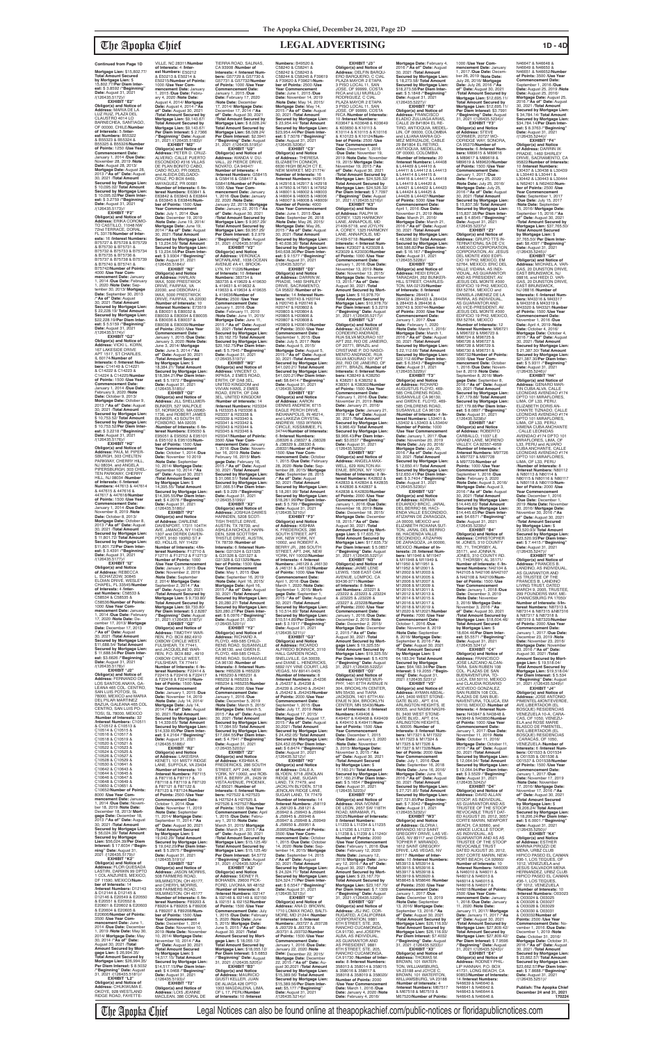**Continued from Page 1D**

**Mortgage Lien:** $15,802.77/ **Total Amount Secured by Mortgage Lien:** $ 15,802.77/**Per Diem Interest:** $ 3.8592 /**"Beginning" Date:** August 31, 2021 /(126435.5172)//

**EXHIBIT "E2"**

**Obligor(s) and Notice of Address:** MARIA DE LA LUZ RUIZ, PLAZA DEL CLAUSTRO 4014 LO BARNECHEA, SANTIAGO, OF 00000, CHILE/**Number of Interests:** 5 /**Interest Numbers:** B55322 & B55323 & B55324 & B55325 & B55326/**Number of Points:** 1250 /**Use Year Commencement Date:** January 1, 2014 /**Due Date:** November 28, 2019 /**Note Date:** August 28, 2013/ **Mortgage Date:** August 28, 2013 /**"As of" Date:** August 30, 2021 /**Total Amount Secured by Mortgage Lien:** $ 10,085.02/ **Total Amount Secured by Mortgage Lien:** $ 10,085.02/**Per Diem Interest:** $ 2.2759 /**"Beginning" Date:** August 31, 2021 /(126435.5173)//

**EXHIBIT "F2"**

**Obligor(s) and Notice of Address:** ERIKA CORONOTO CASTILLO, 11048 NW 72nd TERRACE, DORAL, FL 33178/**Number of Interests:** 16 /**Interest Numbers:** B75726 & B75727 & B75728 & B75729 & B75730 & B75731 & B75732 & B75733 & B75734 & B75735 & B75736 & B75737 & B75738 & B75739 & B75740 & B75741/**Number of Points:** 4000 /**Use Year Commencement Date:** January 1, 2014 /**Due Date:** February 1, 2020 /**Note Date:** September 30, 2013/ **Mortgage Date:** September 30, 2013 /**"As of" Date:** August 30, 2021 /**Total Amount Secured by Mortgage Lien:** $22,228.10/ **Total Amount Secured by Mortgage Lien:** $ 22,228.10/**Per Diem Interest:** $ 5.5159 /**"Beginning" Date:** August 31, 2021 /(126435.5174)//

**EXHIBIT "G2"**

**Obligor(s) and Notice of Address:** VICKI L. KORN, 1317 LAKESIDE DRIVE APT 1517, ST CHARLES, IL 60174/**Number of Interests:** 6 /**Interest Numbers:** C14169 & C14221 & C14222 & C14223 & C14224 & C14225/**Number of Points:** 1500 /**Use Year Commencement Date:** January 1, 2014 /**Due Date:** February 9, 2020 /**Note Date:** October 9, 2013/ **Mortgage Date:** October 9, 2013 /**"As of" Date:** August 30, 2021 /**Total Amount Secured by Mortgage Lien:** $ 10,753.50/**Total Amount Secured by Mortgage Lien:** $ 10,753.50/**Per Diem Interest:** $ 3.2218 /**"Beginning" Date:** August 31, 2021 /(126435.5175)//

**EXHIBIT "H2"**

**Obligor(s) and Notice of Address:** PAUL M. PIPERSBURGH, 1003 CHELTEN PARKWAY, CHERRY HILL, NJ 08034, and ANGELA PIPERSBURGH, 303 CHELTEN PARKWAY, CHERRY HILL, NJ 08034 /**Number of Interests:** 8 /**Interest Numbers:** 447615 & 447614 & 447615 & 447616 & 447617 & 447618/**Number of Points:** 1500 /**Use Year Commencement Date:** January 1, 2014 /**Due Date:** November 8, 2019 /**Note Date:** October 8, 2013/ **Mortgage Date:** October 8, 2013 /**"As of" Date:** August 30, 2021 /**Total Amount Secured by Mortgage Lien:** $11,801.72/ **Total Amount Secured by Mortgage Lien:** $11,801.72/**Per Diem Interest:** $ 3.4261 /**"Beginning" Date:** August 31, 2021 /(126435.5177)//

**EXHIBIT "I2"**

**Obligor(s) and Notice of Address:** REBECCA L. SCHATZOW, 30845 ELDAN DRIVE, WESLEY CHAPEL, FL 33545/**Number of Interests:** 4 /**Interest Numbers:** C58533 & C58534 & C58535 & C58536/**Number of Points:** 1000 /**Use Year Commencement Date:** January 1, 2014 /**Due Date:** February 17, 2020 /**Note Date:** December 17, 2013/ **Mortgage Date:** December 17, 2013 /**"As of" Date:** August 30, 2021 /**Total Amount Secured by Mortgage Lien:** $11,688.54/ **Total Amount Secured by Mortgage Lien:** $11,688.54/**Per Diem Interest:** $3.6526 /**"Beginning" Date:** August 31, 2021 /(126435.5179)//

**EXHIBIT "J2"**

**Obligor(s) and Notice of Address:** FERNANDO DE LOS SANTOS ANAYA, GALEANA 469 COL. CENTRO, SAN LUIS POTOSI, SL 78000, MEXICO and MARIA DEL PILAR MARTINEZ BAZUA, GALEANA 469 COL CENTRO, SAN LUIS POTOSI, SL 78000, MEXICO /**Number of Interests:** 32 /**Interest Numbers:** C10511 & C10512 & C10513 & C10514 & C10515 & C10516 & C10517 & C10518 & C10519 & C10520 & C10521 & C10522 & C10523 & C10524 & C10525 & C10526 & C10527 & C10528 & C10529 & C10530 & C10531 & C10532 & C10533 & C10534 & C10535 & C10536 & C10537 & C10538 & C10539 & C10540 & C10541 & C10542/**Number of Points:** 8000 /**Use Year Commencement Date:** January 1, 2014 /**Due Date:** November 18, 2019 /**Note Date:** December 18, 2013/ **Mortgage Date:** December 18, 2013 /**"As of" Date:** August 30, 2021 /**Total Amount Secured by Mortgage Lien:** $ 56,026.38/ **Total Amount Secured by Mortgage Lien:** $56,026.38/**Per Diem Interest:** $ 17.6024 /**"Beginning" Date:** August 31, 2021 /(126435.5179)//

**EXHIBIT "K2"**

**Obligor(s) and Notice of Address:** FLOR QUESADA LASTIRI, CAMINO DE DIPTO VILLA LAURES, MEXICO, DF 11000, MEXICO/**Number of Interests:** 14 /**Interest Numbers:** D12143 & D12144 & D12145 & D12146 & E20549 & E20550 & E20551 & E20552 & E20601 & E20602 & E20603 & E20604 & E20605 & E20606/**Number of Points:** 3500 /**Use Year Commencement Date:** June 1, 2014 /**Due Date:** December 1, 2019 /**Note Date:** May 30, 2014/ **Mortgage Date:** May 30, 2014 /**"As of" Date:** August 30, 2021 /**Total Amount Secured by Mortgage Lien:** $ 26,994.35/ **Total Amount Secured by Mortgage Lien:** $26,994.35/ **Per Diem Interest:** $ 8.5032 /**"Beginning" Date:** August 31, 2021 /(126435.5181)//

**EXHIBIT "L2"**

**Obligor(s) and Notice of Address:** CHUKWUMA E. OKOYE, 508 WESTLAND RIDGE ROAD, FAYETTEVILLE, NC 28311/**Number of Interests:** 4 /**Interest Numbers:** E50212 & E50213 & E50214 & E50215/**Number of Points:** 1000 /**Use Year Commencement Date:** January 1, 2015 /**Due Date:** February 4, 2020 /**Note Date:** August 4, 2014/ **Mortgage Date:** August 4, 2014 /**"As of" Date:** August 30, 2021 /**Total Amount Secured by Mortgage Lien:** $9,143.67/ **Total Amount Secured by Mortgage Lien:** $9,143.67/ **Per Diem Interest:** $ 2.7366 /**"Beginning" Date:** August 31, 2021 /(126435.5183)//

**EXHIBIT "M2"**

**Obligor(s) and Notice of Address:** PETER D. CRUZ ALVERIO, CALLE PUERTO ESCONDIDO #316 VILLAS DE PLAN BONITO CABO CABO ROJO, PR 00623, and ALEIDA DELGADO CRUZ, PO BOX 6469, MAYAGUEZ, PR 00681 /**Number of Interests:** 6 /**Interest Numbers:** E63841 & E63842 & E63843 & E63844 & E63845 & E63846/**Number of Points:** 1500 /**Use Year Commencement Date:** July 1, 2014 /**Due Date:** December 19, 2019 /**Note Date:** June 19, 2014/ **Mortgage Date:** June 19, 2014 /**"As of" Date:** August 30, 2021 /**Total Amount Secured by Mortgage Lien:** $ 13,234.59/ **Total Amount Secured by Mortgage Lien:** $ 13,234.59/**Per Diem Interest:** $ 3.9304 /**"Beginning" Date:** August 31, 2021 /(126435.5184)//

**EXHIBIT "N2"**

**Obligor(s) and Notice of Address:** HAIDLAN WAX, 5000 PRESTWICK DRIVE, FAIRFAX, VA 22030, and DEBORAH J. WAX, 5000 PRESTWICK DRIVE, FAIRFAX, VA 22030 /**Number of Interests:** 10 /**Interest Numbers:** E79319 & E80031 & E80032 & E80033 & E80034 & E80035 & E80036 & E80037 & E80038 & E80039/**Number of Points:** 2500 /**Use Year Commencement Date:** January 1, 2015 /**Due Date:** January 3, 2020 /**Note Date:** June 3, 2014/ **Mortgage Date:** June 3, 2014 /**"As of" Date:** August 30, 2021 /**Total Amount Secured by Mortgage Lien:** $ 18,384.21/ **Total Amount Secured by Mortgage Lien:** $18,384.21/**Per Diem Interest:** $ 5.1972 /**"Beginning" Date:** August 31, 2021 /(126435.5185)//

**EXHIBIT "O2"**

**Obligor(s) and Notice of Address:** JILL SHELLMER-BUNKER, 527 WALPOLE ST, NORWOOD, MA 02062-1736, and ROBERT JAMES BUNKER, 43 SOUTH ST, FOXBORO, MA 02035 /**Number of Interests:** 8 /**Interest Numbers:** E95050 & E95051 & E95052 & E95101 & E95102 & E95103/**Number of Points:** 1500 /**Use Year Commencement Date:** October 1, 2014 /**Due Date:** November 10, 2019 /**Note Date:** September 10, 2014/ **Mortgage Date:** September 10, 2014 /**"As of" Date:** August 30, 2021 /**Total Amount Secured by Mortgage Lien:** $ 14,395.55/ **Total Amount Secured by Mortgage Lien:** $14,395.55/**Per Diem Interest:** $ 4.2078 /**"Beginning" Date:** August 31, 2021 /(126435.5186)//

**EXHIBIT "P2"**

**Obligor(s) and Notice of Address:** DARLENE DAVENPORT, 11931 164TH AVE, JAMAICA, NY 11433-1307 and DEREK DAVENPORT, 9160 193RD ST #6D, HOLLIS, NY 11423/ **Number of Interests:** 4 /**Interest Numbers:** F12710 & F12711 & F12712 & F12713/ **Number of Points:** 1000 /**Use Year Commencement Date:** January 1, 2015 /**Due Date:** November 2, 2019 /**Note Date:** September 2, 2014/ **Mortgage Date:** September 2, 2014 /**"As of" Date:** August 30, 2021 /**Total Amount Secured by Mortgage Lien:** $ 9,733.80/ **Total Amount Secured by Mortgage Lien:** $9,733.80/ **Per Diem Interest:** $ 2.8287 /**"Beginning" Date:** August 31, 2021 /(126435.5187)//

**EXHIBIT "Q2"**

**Obligor(s) and Notice of Address:** TIMOTHY WARREN, P.O. BOX 882,4910 OXBOW CIRCLE WEST, FULSHEAR, TX 77441, and JACQUELINE WARREN, P.O. BOX 882, 4910 OXBOW CIRCLE WEST, FULSHEAR, TX 77441 /**Number of Interests:** 6 /**Interest Numbers:** F22414 & F22415 & F22416 & F22417 & F22418 & F22419/**Number of Points:** 1500 /**Use Year Commencement Date:** January 1, 2015 /**Due Date:** November 14, 2019 /**Note Date:** July 14, 2014/ **Mortgage Date:** July 14, 2014 /**"As of" Date:** August 30, 2021 /**Total Amount Secured by Mortgage Lien:** $ 14,339.65/ **Total Amount Secured by Mortgage Lien:** $14,339.65/**Per Diem Interest:** $ 4.2154 /**"Beginning" Date:** August 31, 2021 /(126435.5188)//

**EXHIBIT "R2"**

**Obligor(s) and Notice of Address:** LAKEISHA KENETI, 101 MISTY RIDGE LANE, SUFFOLK, VA 23434 /**Number of Interests:** 10 /**Interest Numbers:** F87115 & F87116 & F87117 & F87118 & F87119 & F87120 & F87121 & F87122 & F87123 & F87124/**Number of Points:** 2500 /**Use Year Commencement Date:** October 1, 2014 /**Due Date:** November 11, 2019 /**Note Date:** September 11, 2014/ **Mortgage Date:** September 11, 2014 /**"As of" Date:** August 30, 2021 /**Total Amount Secured by Mortgage Lien:** $ 19,042.29/ **Total Amount Secured by Mortgage Lien:** $19,042.29/**Per Diem Interest:** $ 5.2975 /**"Beginning" Date:** August 31, 2021 /(126435.5191)//

**EXHIBIT "S2"**

**Obligor(s) and Notice of Address:** JASON MORRIS, 508 FARMERS ROAD, WILMINGTON, OH 45177, and CHERYL MORRIS, 508 FARMERS ROAD, WILMINGTON, OH 45177 /**Number of Interests:** 6 /**Interest Numbers:** F89203 & F89204 & F89205 & F89206 & F89207 & F89208/**Number of Points:** 1500 /**Use Year Commencement Date:** December 1, 2014 /**Due Date:** November 10, 2019 /**Note Date:** November 10, 2014/ **Mortgage Date:** November 10, 2014 /**"As of" Date:** August 30, 2021 /**Total Amount Secured by Mortgage Lien:** $ 14,517.15/**Total Amount Secured by Mortgage Lien:** $14,517.15/**Per Diem Interest:** $ 4.0468 /**"Beginning" Date:** August 31, 2021 /(126435.5193)//

**EXHIBIT "T2"**

**Obligor(s) and Notice of Address:** LOIS JEANNE MACLEAN, 386 CORAL DE TIERRA ROAD, SALINAS, CA 93908 /**Number of Interests:** 4 /**Interest Numbers:** G37729 & G37730 & G37731 & G37732/**Number of Points:** 1000 /**Use Year Commencement Date:** January 1, 2015 /**Due Date:** February 17, 2020 /**Note Date:** December 17, 2014/ **Mortgage Date:** December 17, 2014 /**"As of" Date:** August 30, 2021 /**Total Amount Secured by Mortgage Lien:** $ 8,028.24/ **Total Amount Secured by Mortgage Lien:** $8,028.24/ **Per Diem Interest:** $ 2.3041 /**"Beginning" Date:** August 31, 2021 /(126435.5195)//

**EXHIBIT "U2"**

**Obligor(s) and Notice of Address:** WANDA V. DUVALL, 32 PIERCE DRIVE, NOVATO, CA 94947/ **Number of Interests:** 4 /**Interest Numbers:** G58415 & G58416 & G58417 & G58418/**Number of Points:** 1000 /**Use Year Commencement Date:** January 1, 2016 /**Due Date:** January 22, 2020 /**Note Date:** January 22, 2015/ **Mortgage Date:** January 22, 2015 /**"As of" Date:** August 30, 2021 /**Total Amount Secured by Mortgage Lien:** $ 9,957.29/ **Total Amount Secured by Mortgage Lien:** $ 9,957.29/ **Per Diem Interest:** $ 3.2879 /**"Beginning" Date:** August 31, 2021 /(126435.5196)//

**EXHIBIT "V2"**

**Obligor(s) and Notice of Address:** VERONICA MCFARLANE, 1038 OCEAN AVENUE #4-41, BROOKLYN, NY 11226/**Number of Interests:** 10 /**Interest Numbers:** 383774 & 419629 & 419630 & 419631 & 419632 & 419633 & 419634 & 419635 & 419636/**Number of Points:** 2500 /**Use Year Commencement Date:** January 1, 2016 /**Due Date:** February 11, 2020 /**Note Date:** June 11, 2015/ **Mortgage Date:** June 11, 2015 /**"As of" Date:** August 30, 2021 /**Total Amount Secured by Mortgage Lien:** $ 20,182.79/ **Total Amount Secured by Mortgage Lien:** $20,182.79/**Per Diem Interest:** $ 6.1262 /**"Beginning" Date:** August 31, 2021 /(126435.5197)//

**EXHIBIT "W2"**

**Obligor(s) and Notice of Address:** VINCENT O. IKPASA, 2 EMES ROAD, ERITH, OF DA8 3EL, UNITED KINGDOM and VIVIAN IKPASA, 2 EMES ROAD, ERITH, OF DA8 3EL, UNITED KINGDOM /**Number of Interests:** 14 /**Interest Numbers:** H23334 & H23335 & H23336 & H23337 & H23338 & H23339 & H23340 & H23341 & H23342 & H23343 & H23344 & H23345 & H23346 & H23347/**Number of Points:** 3500 /**Use Year Commencement Date:** January 1, 2016 /**Due Date:** November 16, 2019 /**Note Date:** February 16, 2015/ **Mortgage Date:** February 16, 2015 /**"As of" Date:** August 30, 2021 /**Total Amount Secured by Mortgage Lien:** $ 31,066.51/**Total Amount Secured by Mortgage Lien:** $31,066.51/**Per Diem Interest:** $ 9.2329 /**"Beginning" Date:** August 31, 2021 /(126435.5199)//

**EXHIBIT "X2"**

**Obligor(s) and Notice of Address:** JOSHUA DAWES HARNDEN, 5208 SCOTTISH THISTLE DRIVE, AUSTIN, TX 78739, and ASHLEA NICHOLE HARNDEN, 5208 SCOTTISH THISTLE DRIVE, AUSTIN, TX 78739 /**Number of Interests:** 8 /**Interest Numbers:** G31324 & G31325 & G31326 & G31327 & G31328 & G31329/**Number of Points:** 1500 /**Use Year Commencement Date:** May 1, 2015 /**Due Date:** September 16, 2019 /**Note Date:** April 16, 2015/ **Mortgage Date:** April 16, 2015 /**"As of" Date:** August 30, 2021 /**Total Amount Secured by Mortgage Lien:** $20,265.27/**Per Diem Interest:** $ 6.0679 /**"Beginning" Date:** August 31, 2021 /(126435.5201)//

**EXHIBIT "Y2"**

**Obligor(s) and Notice of Address:** RICHARD A. FLOYD, 469-585 CHILDRENS ROAD, SUSANVILLE, CA 96130, and GWEN E. FLOYD, 469-585 CHILDRENS ROAD, SUSANVILLE CA 96130 /**Number of Interests:** 6 /**Interest Numbers:** H65230 & H65231 & H65232 & H65233 & H65234 & H65235/**Number of Points:** 1500 /**Use Year Commencement Date:** January 1, 2016 /**Due Date:** November 5, 2019 /**Note Date:** March 5, 2015/ **Mortgage Date:** March 5, 2015 /**"As of" Date:** August 30, 2021 /**Total Amount Secured by Mortgage Lien:** $ 17,085.93/ **Total Amount Secured by Mortgage Lien:** $17,085.93/**Per Diem Interest:** $ 5.0419 /**"Beginning" Date:** August 31, 2021 /(126435.5203)//

**EXHIBIT "Z2"**

**Obligor(s) and Notice of Address:** KISHA K. FREDERICKS, 398 SOUTH STREET, APT 24K, NEW YORK, NY 10002, and ROBERT A. BERRY JR, 2429 W VISTA AVENUE, PHOENIX, AZ 85021 /**Number of Interests:** 6 /**Interest Numbers:** H27522 & H27523 & H27524 & H27525 & H27526 & H27527/**Number of Points:** 1500 /**Use Year Commencement Date:** April 1, 2015 /**Due Date:** February 1, 2020 /**Note Date:** March 31, 2015/ **Mortgage Date:** March 31, 2015 /**"As of" Date:** August 30, 2021 /**Total Amount Secured by Mortgage Lien:** $15,125.46/ **Total Amount Secured by Mortgage Lien:** $15,125.46/ **Per Diem Interest:** $4.5772 /**"Beginning" Date:** August 31, 2021 /(126435.5204)//

**EXHIBIT "A3"**

**Obligor(s) and Notice of Address:** GARY R. BOHANEN, 35500 PICKFORD, LIVONIA, MI 48152 /**Number of Interests:** 4 /**Interest Numbers:** I02147 & I02148 & I02149 & I02150 & I02151 & I02152/**Number of Points:** 1500 /**Use Year Commencement Date:** July 1, 2015 /**Due Date:** February 5, 2020 /**Note Date:** June 5, 2015/ **Mortgage Date:** June 5, 2015 /**"As of" Date:** August 30, 2021 /**Total Amount Secured by Mortgage Lien:** $ 16,002.12/ **Total Amount Secured by Mortgage Lien:** $16,002.12/ **Per Diem Interest:** $ 5.1713 /**"Beginning" Date:** August 31, 2021 /(126435.5205)//

**EXHIBIT "B3"**

**Obligor(s) and Notice of Address:** MAURICIO GIUSTI KELLER, JUAN DE ALIAGA 489 DPTO 1002 MAGDALENA, LIMA, OF L17, PERU /**Number of Interests:** 10 /**Interest Numbers:** B49520 & C58240 & C58241 & C58242 & C58243 & C58244 & C58245 & F39619 & F39620 & F39621/**Number of Points:** 2500 /**Use Year Commencement Date:** June 1, 2015 /**Due Date:** February 14, 2020 /**Note Date:** May 14, 2015/ **Mortgage Date:** May 14, 2015 /**"As of" Date:** August 30, 2021 /**Total Amount Secured by Mortgage Lien:** $ 23,954.44/ **Total Amount Secured by Mortgage Lien:** $23,954.44/**Per Diem Interest:** $ 7.2757 /**"Beginning" Date:** August 31, 2021 /(126435.5206)//

**EXHIBIT "C3"**

**Obligor(s) and Notice of Address:** THERESA ELIZABETH CONNOR, 6830 HIGH BEACH CT E, NEW MARKET, MD 21774/ **Number of Interests:** 16 /**Interest Numbers:** 142615 & 142616 & 142617 & 142618 & H79550 & H79551 & H79552 & H80001 & H80002 & H80003 & H80004 & H80005 & H80006 & H80007 & H80008 & H80009/**Number of Points:** 4000 /**Use Year Commencement Date:** June 1, 2015 /**Due Date:** September 26, 2018 /**Note Date:** May 26, 2015/ **Mortgage Date:** May 26, 2015 /**"As of" Date:** August 30, 2021 /**Total Amount Secured by Mortgage Lien:** $ 40,628.30/ **Total Amount Secured by Mortgage Lien:** $40,628.30/**Per Diem Interest:** $ 9.1577 /**"Beginning" Date:** August 31, 2021 /(126435.5207)//

**EXHIBIT "D3"**

**Obligor(s) and Notice of Address:** DARRIN W. PRADIE, 1465 SHIRLEY DRIVE, SACRAMENTO, CA 95822/**Number of Interests:** 16 /**Interest Numbers:** H20743 & H20744 & H20745 & H20746 & H20747 & H20802 & H20803 & H20804 & H20805 & H20806 & H20807 & H20808 & H20809 & H20810/**Number of Points:** 4000 /**Use Year Commencement Date:** September 1, 2015 /**Due Date:** July 5, 2017 /**Note Date:** August 5, 2015/ **Mortgage Date:** August 5, 2015 /**"As of" Date:** August 30, 2021 /**Total Amount Secured by Mortgage Lien:** $41,020.21/ **Total Amount Secured by Mortgage Lien:** $41,020.21/**Per Diem Interest:** $6.6414 /**"Beginning" Date:** August 31, 2021 /(126435.5208)//

**EXHIBIT "E3"**

**Obligor(s) and Notice of Address:** AARON DENNIS ANDREW, 6715 EAGLE PINTE DRIVE, INDIANAPOLIS, IN 46214, and LAKEISHA RENAE ANDREW, 1553 WYMAN CIRCLE, KISSIMMEE, FL 34744/**Number of Interests:** 6 /**Interest Numbers:** J08326 & J08327 & J08328 & J08329 & J08330 & J08331/**Number of Points:** 1500 /**Use Year Commencement Date:** January 1, 2015 /**Due Date:** February 28, 2020 /**Note Date:** September 28, 2015/ **Mortgage Date:** September 28, 2015 /**"As of" Date:** August 30, 2021 /**Total Amount Secured by Mortgage Lien:** $ 18,261.06/ **Total Amount Secured by Mortgage Lien:** $18,261.06/**Per Diem Interest:** $ 5.799 /**"Beginning" Date:** August 31, 2021 /(126435.5210)//

**EXHIBIT "F3"**

**Obligor(s) and Notice of Address:** KISHA K. FREDERICKS, 398 SOUTH STREET, APT 24K, NEW YORK, NY 10002, and ROBERT A. BERRY JR., 398 SOUTH STREET, APT 24K, NEW YORK, NY 10002/**Number of Interests:** 4 /**Interest Numbers:** J46130 & J46131 & J46132/**Number of Points:** 1000 /**Use Year Commencement Date:** January 1, 2016 /**Due Date:** March 1, 2020 /**Note Date:** October 1, 2015/ **Mortgage Date:** October 1, 2015 /**"As of" Date:** August 30, 2021 /**Total Amount Secured by Mortgage Lien:** $ 10,514.69/ **Total Amount Secured by Mortgage Lien:** $10,514.69/**Per Diem Interest:** $ 3.1917 /**"Beginning" Date:** August 31, 2021 /(126435.5212)//

**EXHIBIT "G3"**

**Obligor(s) and Notice of Address:** RICARDO ALFREDO BONNICI, 310 HALL GARDEN ROAD, SNELLVILLE, GA 30039, and DIANE L. HENDRICKS, 3856 IVY VINE COURT, LAS VEGAS, NV 89147/**Number of Interests:** 10 /**Interest Numbers:** J54236 & J54237 & J54238 & J54239 & J54240 & J54241 & J54242 & J54243/**Number of Points:** 2500 /**Use Year Commencement Date:** September 1, 2015 /**Due Date:** July 1, 2018 /**Note Date:** August 17, 2015/ **Mortgage Date:** August 17, 2015 /**"As of" Date:** August 30, 2021 /**Total Amount Secured by Mortgage Lien:** $ 24,452.05/ **Total Amount Secured by Mortgage Lien:** $24,452.05/**Per Diem Interest:** $ 6.0474 /**"Beginning" Date:** August 31, 2021 /(126435.5213)//

**EXHIBIT "H3"**

**Obligor(s) and Notice of Address:** DALE A. BLEVINS, 5718 JENOLAN RIDGE LANE, SUGAR LAND, TX 77479, and JACKLYN BLEVINS, 5718 JENOLAN RIDGE LANE, SUGAR LAND, TX 77479 /**Number of Interests:** 14 /**Interest Numbers:** J59919 & J59920 & J59921 & J59942 & J59943 & J59944 & J59945 & J59946 & J59947 & J59948 & J59949 & J59950 & J59951 & J59952/**Number of Points:** 3500 /**Use Year Commencement Date:** January 1, 2016 /**Due Date:** December 14, 2019 /**Note Date:** October 14, 2015/ **Mortgage Date:** October 14, 2015 /**"As of" Date:** August 30, 2021 /**Total Amount Secured by Mortgage Lien:** $ 24,324.71/ **Total Amount Secured by Mortgage Lien:** $24,324.71/**Per Diem Interest:** $ 6.6997 /**"Beginning" Date:** August 31, 2021 /(126435.5214)//

**EXHIBIT "I3"**

**Obligor(s) and Notice of Address:** ANN D. BROWN, 2715 LEMAY ROAD, BALTIMORE, MD 21244/**Number of Interests:** 6 /**Interest Numbers:** J93727 & J93728 & J93729 & J93730 & J93731 & J93732/**Number of Points:** 1500 /**Use Year Commencement Date:** January 1, 2016 /**Due Date:** January 22, 2020 /**Note Date:** December 22, 2015/ **Mortgage Date:** December 22, 2015 /**"As of" Date:** August 30, 2021 /**Total Amount Secured by Mortgage Lien:** $15,389.56/ **Total Amount Secured by Mortgage Lien:** $15,389.56/**Per Diem Interest:** $5.177 /**"Beginning" Date:** August 31, 2021 /(126435.5216)//

**EXHIBIT "J3"**

**Obligor(s) and Notice of Address:** DELFIN BARQUERO BARQUERO, C CIAL PLAZA MAYOR 2 ETAPA 3 PISO LOCAL 11, SAN JOSE, OF 99999, COSTA RICA and LILLIAN BRILLA RODRIGUEZ, C CIAL PLAZA MAYOR 2 ETAPA 3 PISO LOCAL 11, SAN JOSE, OF 99999, COSTA RICA /**Number of Interests:** 10 /**Interest Numbers:** K03647 & K03648 & K03649 & K03650 & K10114 & K10115 & K10116 & K10117 & K10118 & K10119/**Number of Points:** 2500 /**Use Year Commencement Date:** December 1, 2016 /**Due Date:** November 19, 2019 /**Note Date:** November 19, 2015/ **Mortgage Date:** November 19, 2015 /**"As of" Date:** August 30, 2021 /**Total Amount Secured by Mortgage Lien:** $24,526.32/ **Total Amount Secured by Mortgage Lien:** $24,526.32/ **Per Diem Interest:** $ 7.7097 /**"Beginning" Date:** August 31, 2021 /(126435.5218)//

**EXHIBIT "K3"**

**Obligor(s) and Notice of Address:** RALPH W. COREY, 1325 HARMONY LANE, ANNAPOLIS, MD 21409-5718, and JOYLYN A. COREY, 1325 HARMONY LANE, ANNAPOLIS, MD 21409-5718 /**Number of Interests:** 4 /**Interest Numbers:** K23027 & K23028 & K23029 & K23030/**Number of Points:** 1000 /**Use Year Commencement Date:** January 1, 2016 /**Due Date:** November 13, 2019 /**Note Date:** November 13, 2015/ **Mortgage Date:** November 13, 2015 /**"As of" Date:** August 30, 2021 /**Total Amount Secured by Mortgage Lien:** $10,978.70/ **Total Amount Secured by Mortgage Lien:** $10,978.70/**Per Diem Interest:** $ 3.2519 /**"Beginning" Date:** August 31, 2021 /(126435.5219)//

**EXHIBIT "L3"**

**Obligor(s) and Notice of Address:** ALEXANDRE CORDEIRO ANDRADE, RUA SILVA MOURAO 107 APT 202, RIO DE JANEIRO, OF 20771, BRAZIL and ANDREA CRISTINA CORMENTO ANDRADE, RUA SILVA MOURAO 107 APT 202, RIO DE JANEIRO, OF 20771, BRAZIL /**Number of Interests:** 8 /**Interest Numbers:** K38249 & K38250 & K38251 & K38252 & K38301 & K38302/**Number of Points:** 1500 /**Use Year Commencement Date:** January 1, 2016 /**Due Date:** November 21, 2019 /**Note Date:** January 21, 2016/ **Mortgage Date:** January 21, 2016 /**"As of" Date:** August 30, 2021 /**Total Amount Secured by Mortgage Lien:** $9,966.45/**Total Amount Secured by Mortgage Lien:** $9,966.45/**Per Diem Interest:** $3.0537 /**"Beginning" Date:** August 31, 2021 /(126435.5220)//

**EXHIBIT "M3"**

**Obligor(s) and Notice of Address:** ANGELA MAXWELL, 629 WALTON AVENUE, BRONX, NY 10451/ **Number of Interests:** 14 /**Interest Numbers:** K42632 & K42633 & K42634 & K42635 & K42636 & K42637 & K42638 & K42639/**Number of Points:** 2000 /**Use Year Commencement Date:** January 1, 2016 /**Due Date:** November 18, 2019 /**Note Date:** December 18, 2015/ **Mortgage Date:** December 18, 2015 /**"As of" Date:** August 30, 2021 /**Total Amount Secured by Mortgage Lien:** $17,625.73/ **Per Diem Interest:** $ 5.0857 /**"Beginning" Date:** August 31, 2021 /(126435.5221)//

**EXHIBIT "N3"**

**Obligor(s) and Notice of Address:** JAIME LENE LEWIS, 1599 EAST OAK AVENUE, COMPOC, CA 93436-2711/**Number of Interests:** 8 /**Interest Numbers:** J23221 & J23222 & J23223 & J23224 & J23225 & J23226 & J23227 & J23228/**Number of Points:** 2000 /**Use Year Commencement Date:** January 1, 2016 /**Due Date:** December 2, 2019 /**Note Date:** December 2, 2015/ **Mortgage Date:** December 2, 2015 /**"As of" Date:** August 30, 2021 /**Total Amount Secured by Mortgage Lien:** $ 19,325.55/ **Total Amount Secured by Mortgage Lien:** $19,325.55/**Per Diem Interest:** $ 5.4376 /**"Beginning" Date:** August 31, 2021 /(126435.5222)//

**EXHIBIT "O3"**

**Obligor(s) and Notice of Address:** SHAREE WATKINS, 1901 4TH AVENUE N 304, BROOKLYN CENTER, MN 55430, and TIARA JACKSON, 1401 67TH AVENUE N 304, BROOKLYN CENTER, MN 55430/**Number of Interests:** 6 /**Interest Numbers:** K49406 & K49407 & K49408 & K49409 & K49410 & K49411/**Number of Points:** 1500 /**Use Year Commencement Date:** January 1, 2016 /**Due Date:** November 5, 2019 /**Note Date:** December 5, 2015/ **Mortgage Date:** December 5, 2015 /**"As of" Date:** August 30, 2021 /**Total Amount Secured by Mortgage Lien:** $ 17,160.21/ **Total Amount Secured by Mortgage Lien:** $17,160.21/**Per Diem Interest:** $ 5.1634 /**"Beginning" Date:** August 31, 2021 /(126435.5223)//

**EXHIBIT "P3"**

**Obligor(s) and Notice of Address:** ANA YVONNE ANDERSON, 351 80TH ROAD, NIXAMAR, FL 33035/**Number of Interests:** 8 /**Interest Numbers:** L11233 & L11234 & L11235 & L11236 & L11237 & L11238 & L11239 & L11240/ **Number of Points:** 2000 /**Use Year Commencement Date:** January 1, 2017 /**Due Date:** February 12, 2020 /**Note Date:** January 12, 2016/ **Mortgage Date:** January 12, 2016 /**"As of" Date:** August 30, 2021 /**Total Amount Secured by Mortgage Lien:** $23,591.57/ **Total Amount Secured by Mortgage Lien:** $23,591.57/**Per Diem Interest:** $ 7.1309 /**"Beginning" Date:** August 31, 2021 /(126435.5224)//

**EXHIBIT "Q3"**

**Obligor(s) and Notice of Address:** JDJ INC, CORPORATED, A CALIFORNIA CORPORATION, 9981 6TH STREET, STE. 205, RANCHO CUCAMONGA, CA 91730, and JOSEPH ALBA, AS INDIVIDUAL, AS GUARANTOR AND AS PRESIDENT, 9981 6TH STREET, STE. 205, RANCHO CUCAMONGA, CA 91730 /**Number of Interests:** 8 /**Interest Numbers:** 358013 & 358014 & 358015 & 358016 & 358017 & 358018 & 358019 & 358020 /**Number of Points:** 2000 /**Use Year Commencement Date:** January 1, 2016 /**Due Date:** February 17, 2020 /**Note Date:** February 17, 2016/ **Mortgage Date:** February 17, 2016 /**"As of" Date:** August 30, 2021 /**Total Amount Secured by Mortgage Lien:** $ 18,273.58/**Total Amount Secured by Mortgage Lien:** $18,273.58/**Per Diem Interest:** $ 5.1848 /**"Beginning" Date:** August 31, 2021 /(126435.5227)//

**EXHIBIT "R3"**

**Obligor(s) and Notice of Address:** FRANCISCO ELADIO ZULUAGA ARIAS, CALLE 29 B#1804 EL RETIRO, ANTIOQUIA, MEDELLIN, OF 00000, COLOMBIA and LILIANA MARIA GOMEZ MERIZALDE, CALLE 29 B#1804 EL RETIRO, ANTIOQUIA, MEDELLIN, OF 00000, COLOMBIA /**Number of Interests:** 10 /**Interest Numbers:** L44408 & L44409 & L44410 & L44411 & L44412 & L44413 & L44414 & L44415 & L44416 & L44417 & L44418 & L44419 & L44420 & L44421 & L44422 & L44423 & L44424 & L44425 & L44426 & L44427/**Number of Points:** 5000 /**Use Year Commencement Date:** April 1, 2016 /**Due Date:** November 21, 2019 /**Note Date:** March 21, 2016/ **Mortgage Date:** March 21, 2016 /**"As of" Date:** August 30, 2021 /**Total Amount Secured by Mortgage Lien:** $ 48,586.82/ **Total Amount Secured by Mortgage Lien:** $48,586.82/**Per Diem Interest:** $ 16.167 /**"Beginning" Date:** August 31, 2021 /(126435.5228)//

**EXHIBIT "S3"**

**Obligor(s) and Notice of Address:** HEIDI ERICA TARASKIEH, 50 PARKER HILL STREET, CHARLESTON, MA 02129/**Number of Interests:** 8 /**Interest Numbers:** 284431 & 284432 & 284433 & 284434 & 284435 & 284436 & 392143 & 392144/**Number of Points:** 2000 /**Use Year Commencement Date:** January 1, 2017 /**Due Date:** February 1, 2020 /**Note Date:** March 1, 2016/ **Mortgage Date:** March 1, 2016 /**"As of" Date:** August 30, 2021 /**Total Amount Secured by Mortgage Lien:** $ 22,112.66/ **Total Amount Secured by Mortgage Lien:** $22,112.66/**Per Diem Interest:** $ 6.3543 /**"Beginning" Date:** August 31, 2021 /(126435.5229)//

**EXHIBIT "T3"**

**Obligor(s) and Notice of Address:** RICHARD AUGUSTUS FLOYD, 469-585 CHILDRENS ROAD, SUSANVILLE CA 96130, and GWEN E. FLOYD, 469-585 CHILDRENS ROAD, SUSANVILLE CA 96130 /**Number of Interests:** 4 /**Interest Numbers:** L53401 & L53402 & L53403 & L53404/ **Number of Points:** 1000 /**Use Year Commencement Date:** January 1, 2017 /**Due Date:** November 20, 2019 /**Note Date:** July 20, 2016/ **Mortgage Date:** July 20, 2016 /**"As of" Date:** August 30, 2021 /**Total Amount Secured by Mortgage Lien:** $ 12,650.41/ **Total Amount Secured by Mortgage Lien:** $12,650.41/**Per Diem Interest:** $ 3.4204 /**"Beginning" Date:** August 31, 2021 /(126435.5230)//

**EXHIBIT "U3"**

**Obligor(s) and Notice of Address:** ADRIAN EDUARDO BRCIC, JARAL DEL BERRIO 66, HACIENDA VALLE ESCONDIDO, ATIZAPAN DE ZARAGOZA, JA 00000, MEXICO and ELIZABETH ROXANA SUTTON, JARAL DEL BERRIO 66, HACIENDA VALLE ESCONDIDO, ATIZAPAN DE ZARAGOZA, JA 00000, MEXICO /**Number of Interests:** 28 /**Interest Numbers:** M11948 & M11947 & M11948 & M11949 & M11950 & M11951 & M11952 & M12001 & M12002 & M12003 & M12004 & M12005 & M12006 & M12007 & M12008 & M12009 & M12010 & M12011 & M12012 & M12013 & M12014 & M12015 & M12016 & M12017 & M12018 & M12019 & M12020 & M12021/**Number of Points:** 7000 /**Use Year Commencement Date:** January 1, 2017 /**Due Date:** November 8, 2019 /**Note Date:** September 8, 2016/ **Mortgage Date:** September 8, 2016 /**"As of" Date:** August 30, 2021 /**Total Amount Secured by Mortgage Lien:** $ 64,183.34/ **Total Amount Secured by Mortgage Lien:** $64,183.34/**Per Diem Interest:** $19.2050 /**"Beginning" Date:** August 31, 2021 /(126435.5231)//

**EXHIBIT "V3"**

**Obligor(s) and Notice of Address:** AYMAN ABDALLAH, 5400 NORTH STONEGATE BLVD., APT. 614, ARLINGTON HEIGHTS, IL 60005, and NASRIN NASHRABI, 3400 WEST STONEGATE BLVD., APT. 614, ARLINGTON HEIGHTS, IL 60005 /**Number of Interests:** 8 /**Interest Numbers:** M17321 & M17322 & M17323 & M17324 & M17325 & M17326 & M17327 & M17328/**Number of Points:** 2000 /**Use Year Commencement Date:** July 1, 2016 /**Due Date:** November 16, 2019 /**Note Date:** June 16, 2016/ **Mortgage Date:** June 16, 2016 /**"As of" Date:** August 30, 2021 /**Total Amount Secured by Mortgage Lien:** $ 27,721.85/ **Total Amount Secured by Mortgage Lien:** $27,721.85/**Per Diem Interest:** $ 7.8287 /**"Beginning" Date:** August 31, 2021 /(126435.5232)//

**EXHIBIT "W3"**

**Obligor(s) and Notice of Address:** GLORIA I. MIRANDO,1612 SAINT GREGORY DRIVE, LAS VEGAS, NV 89117 and CHRISTOPHER P. MIRANDO, 1612 SAINT GREGORY DRIVE, LAS VEGAS, NV 89117 /**Number of Interests:** 10 /**Interest Numbers:** M53915 & M53916 & M53917 & M53918 & M53919 & M53920 & M58645 & M58646/**Number of Points:** 2500 /**Use Year Commencement Date:** January 1, 2017 /**Due Date:** December 13, 2019 /**Note Date:** September 13, 2016/ **Mortgage Date:** September 13, 2016 /**"As of" Date:** August 30, 2021 /**Total Amount Secured by Mortgage Lien:** $26,116.93/ **Total Amount Secured by Mortgage Lien:** $26,116.93/ **Per Diem Interest:** $7.4032 /**"Beginning" Date:** August 31, 2021 /(126435.5233)//

**EXHIBIT "X3"**

**Obligor(s) and Notice of Address:** THOMAS M. BROWN, 101 WATERTON, WILLIAMSBURG, VA 23188 and JOYCE C. BROWN, 101 WATERTON, WILLIAMSBURG, VA 23188 /**Number of Interests:** 4 /**Interest Numbers:** M67517 & M67518 & M67519 & M67520/**Number of Points:** 1000 /**Use Year Commencement Date:** January 1, 2017 /**Due Date:** December 26, 2019 /**Note Date:** July 26, 2016/ **Mortgage Date:** July 26, 2016 /**"As of" Date:** August 30, 2021 /**Total Amount Secured by Mortgage Lien:** $12,695.11/ **Total Amount Secured by Mortgage Lien:** $12,695.11/ **Per Diem Interest:** $3.7991 /**"Beginning" Date:** August 31, 2021 /(126435.5234)//

**EXHIBIT "Y3"**

**Obligor(s) and Notice of Address:** STEVE CORMIER, 20727 WOODRIDGE WAY, SONORA, CA 95370/**Number of Interests:** 6 /**Interest Numbers:** M89615 & M89616 & M89617 & M89618 & M89619 & M89620/**Number of Points:** 1500 /**Use Year Commencement Date:** January 1, 2017 /**Due Date:** February 25, 2020 /**Note Date:** July 25, 2016/ **Mortgage Date:** July 25, 2016 /**"As of" Date:** August 30, 2021 /**Total Amount Secured by Mortgage Lien:** $ 15,837.38/ **Total Amount Secured by Mortgage Lien:** $15,837.38/**Per Diem Interest:** $ 4.8545 /**"Beginning" Date:** August 31, 2021 /(126435.5237)//

**EXHIBIT "Z3"**

**Obligor(s) and Notice of Address:** GRUPO FTS INTERNATIONAL SA DE CV, A MEXICO CORPORATION, CORPORATION, AV. JESUS DEL MONTE #300 EDIFICIO 19 PH2, MEXICO, EM 52764, MEXICO; ERIC DEL VALLE VIDANA, AS INDIVIDUAL, AS GUARANTOR AND AS PRESIDENT, AV. JESUS DEL MONTE #300 EDIFICIO 19 PH2, MEXICO, EM 52764, MEXICO and DANIELA JIMENEZ DE LA PARRA, AS INDIVIDUAL, AS GUARANTOR AND AS PRESIDENT, AV. JESUS DEL MONTE #300 EDIFICIO 19 PH2, MEXICO, EM 52764, MEXICO /**Number of Interests:** 12 /**Interest Numbers:** M96721 & M96722 & M96723 & M96724 & M96725 & M96726 & M96727 & M96728 & M96729 & M96730 & M96731 & M96732/**Number of Points:** 3000 /**Use Year Commencement Date:** October 1, 2016 /**Due Date:** November 8, 2019 /**Note Date:** September 8, 2016/ **Mortgage Date:** September 8, 2016 /**"As of" Date:** August 30, 2021 /**Total Amount Secured by Mortgage Lien:** $27,179.88/ **Total Amount Secured by Mortgage Lien:** $27,179.88/**Per Diem Interest:** $ 9.6807 /**"Beginning" Date:** August 31, 2021 /(126435.5238)//

**EXHIBIT "A4"**

**Obligor(s) and Notice of Address:** ROBERTO CARBALLO, 11037 LE GRAND LANE, MORENO VALLEY, CA 92557-4658 /**Number of Interests:** 4 /**Interest Numbers:** M97727 & M97728 & M97729/**Number of Points:** 1000 /**Use Year Commencement Date:** September 1, 2016 /**Due Date:** February 3, 2020 /**Note Date:** August 3, 2016/ **Mortgage Date:** August 3, 2016 /**"As of" Date:** August 30, 2021 /**Total Amount Secured by Mortgage Lien:** $14,445.63/ **Total Amount Secured by Mortgage Lien:** $14,445.63/**Per Diem Interest:** $4.5871 /**"Beginning" Date:** August 31, 2021 /(126435.5239)//

**EXHIBIT "B4"**

**Obligor(s) and Notice of Address:** CHRISTOPHER M. JONES, 310 COUNTY RD. 71, THORSBY, AL 35171, and JOHNNA N. JONES, 310 COUNTY RD. 71, THORSBY, AL 35171 /**Number of Interests:** 6 /**Interest Numbers:** N42104 & N42105 & N42106 & N42107 & N42108 & N42109/**Number of Points:** 1500 /**Use Year Commencement Date:** December 1, 2016 /**Due Date:** December 1, 2019 /**Note Date:** November 3, 2016/ **Mortgage Date:** November 3, 2016 /**"As of" Date:** August 30, 2021 /**Total Amount Secured by Mortgage Lien:** $18,604.49/ **Total Amount Secured by Mortgage Lien:** $18,604.49/**Per Diem Interest:** $5.5571 /**"Beginning" Date:** August 31, 2021 /(126435.5241)//

**EXHIBIT "C4"**

**Obligor(s) and Notice of Address:** FRANCISCO JOSE LAZCANO ALCANTARA, SAN RUBEN 108 COL. PLAZAS DE SAN BUENAVENTURA, TOLUCA, EM 50110, MEXICO and CLAUDIA ROSARIO ACEVEDO GONZALEZ, SAN RUBEN 108 COL. PLAZAS DE SAN BUENAVENTURA, TOLUCA, EM 50110, MEXICO /**Number of Interests:** 4 /**Interest Numbers:** N43847 & N43848 & N43849 & N43850/**Number of Points:** 1000 /**Use Year Commencement Date:** January 1, 2017 /**Due Date:** November 11, 2019 /**Note Date:** October 11, 2016/ **Mortgage Date:** October 11, 2016 /**"As of" Date:** August 30, 2021 /**Total Amount Secured by Mortgage Lien:** $ 12,064.94/ **Total Amount Secured by Mortgage Lien:** $ 12,064.94/**Per Diem Interest:** $ 3.5329 /**"Beginning" Date:** August 31, 2021 /(126435.5242)//

**EXHIBIT "D4"**

**Obligor(s) and Notice of Address:** DAVID ALLAN STOOP, AS INDIVIDUAL, AS GUARANTOR AND AS TRUSTEE OF THE STOOP REVOCABLE TRUST DATED AUGUST 20, 2002, 3057 CORTE MARIN, NEWPORT BEACH, CA 92660, and JANICE LUCILLE STOOP, AS INDIVIDUAL, AS GUARANTOR AND AS TRUSTEE OF THE STOOP REVOCABLE TRUST DATED AUGUST 20, 2002, 3057 CORTE MARIN, NEWPORT BEACH, CA 92660/ **Number of Interests:** 12 /**Interest Numbers:** N46009 & N46010 & N46011 & N46012 & N46013 & N46014 & N46015 & N46016 & N46017 & N46018/**Number of Points:** 2500 /**Use Year Commencement Date:** January 1, 2018 /**Due Date:** January 11, 2020 /**Note Date:** January 11, 2017/ **Mortgage Date:** January 11, 2017 /**"As of" Date:** August 30, 2021 /**Total Amount Secured by Mortgage Lien:** $27,809.42/ **Total Amount Secured by Mortgage Lien:** $27,809.42/ **Per Diem Interest:** $ 7.9596 /**"Beginning" Date:** August 31, 2021 /(126435.5243)//

**EXHIBIT "E4"**

**Obligor(s) and Notice of Address:** RODNEY PHILIP HANNAH, P.O. BOX 41731, LONG BEACH, CA 90853/**Number of Interests:** 16 /**Interest Numbers:** N46639 & N46640 & N46641 & N46642 & N46643 & N46644 & N46645 & N46646 & N46647 & N46648 & N46649 & N46650 & N46651 & N46652/**Number of Points:** 3500 /**Use Year Commencement Date:** September 1, 2016 /**Due Date:** August 25, 2019 /**Note Date:** August 25, 2016/ **Mortgage Date:** August 25, 2016 /**"As of" Date:** August 30, 2021 /**Total Amount Secured by Mortgage Lien:** $ 34,784.14/ **Total Amount Secured by Mortgage Lien:** $34,784.14/**Per Diem Interest:** $ 8.3763 /**"Beginning" Date:** August 31, 2021 /(126435.5245)//

**EXHIBIT "F4"**

**Obligor(s) and Notice of Address:** DARRIN W. PRADIE, 1465 SHIRLEY DRIVE, SACRAMENTO, CA 95822/**Number of Interests:** 10 /**Interest Numbers:** L30437 & L30438 & L30439 & L30440 & L30441 & L30442 & L30443 & L30444 & N62401 & N62402/**Number of Points:** 2500 /**Use Year Commencement Date:** January 1, 2017 /**Due Date:** July 15, 2017 /**Note Date:** September 15, 2016/ **Mortgage Date:** September 15, 2016 /**"As of" Date:** August 30, 2021 /**Total Amount Secured by Mortgage Lien:** $37,765.50/ **Total Amount Secured by Mortgage Lien:** $37,765.50/ **Per Diem Interest:** $ 6.0667 /**"Beginning" Date:** August 31, 2021 /(126435.5246)//

**EXHIBIT "G4"**

**Obligor(s) and Notice of Address:** MICHAEL A. VARGAS, 20 PRESTON DRIVE, EAST BRUNSWICK, NJ 08816, and PEDRO A. VARGAS, 20 PRESTON DRIVE, EAST BRUNSWICK, NJ 08816 /**Number of Interests:** 6 /**Interest Numbers:** M43316 & M43317 & M43318 & M43319 & M43320 & M43321/**Number of Points:** 1500 /**Use Year Commencement Date:** January 1, 2016 /**Due Date:** April 4, 2019 /**Note Date:** October 4, 2016/ **Mortgage Date:** October 4, 2016 /**"As of" Date:** August 30, 2021 /**Total Amount Secured by Mortgage Lien:** $ 21,357.54/ **Total Amount Secured by Mortgage Lien:** $21,357.54/**Per Diem Interest:** $ 5.9311 /**"Beginning" Date:** August 31, 2021 /(126435.5249)//

**EXHIBIT "H4"**

**Obligor(s) and Notice of Address:** EDUARDO BOLIVAR TOVAR ALFARO, CALLE LEONCIAS AVENIDA #174 DPTO 101 MIRAFLORES, LIMA, OF L33, PERU and ELIZABETH EMILIA ANCHANTE TIZNADO, CALLE LEONCIAS AVENIDA #174 DPTO 101 MIRAFLORES, LIMA, OF L33, PERU and XIMENA LUISA ANCHANTE, CALLE LEONCIAS AVENIDA #174 DPTO 101 MIRAFLORES, LIMA, OF L33, PERU and ALVARO CUBA ANCHANTE, CALLE LEONCIAS AVENIDA #174 DPTO 101 MIRAFLORES, LIMA, OF L33, PERU /**Number of Interests:** 8 /**Interest Numbers:** N80112 & N80113 & N80114 & N80115 & N80116 & N80117 & N80118 & N80119/**Number of Points:** 2000 /**Use Year Commencement Date:** January 1, 2017 /**Due Date:** November 30, 2016/ **Mortgage Date:** November 30, 2016 /**"As of" Date:** August 30, 2021 /**Total Amount Secured by Mortgage Lien:** 23,520.93/ **Total Amount Secured by Mortgage Lien:** $23,520.93/**Per Diem Interest:** $ 7.1213 /**"Beginning" Date:** August 31, 2021 /(126435.5251)//

**EXHIBIT "I4"**

**Obligor(s) and Notice of Address:** DUNCAN B. LANDINO, AS INDIVIDUAL AS GUARANTOR AND AS TRUSTEE OF THE FRANCES B. LANDINO LIVING TRUST, DATED MARCH 9, 2005, TRUSTEE, 299 ROLLINGVIEW DRIVE, CHADDS FORD, PA 19317/**Number of Interests:** 8 /**Interest Numbers:** N87312 & N87313 & N87314 & N87315 & N87316 & N87317 & N87318 & N87319 & N87320/**Number of Points:** 2000 /**Use Year Commencement Date:** January 1, 2017 /**Due Date:** December 23, 2019 /**Note Date:** November 23, 2016/ **Mortgage Date:** November 23, 2016 /**"As of" Date:** August 30, 2021 /**Total Amount Secured by Mortgage Lien:** $ 19,518.04/ **Total Amount Secured by Mortgage Lien:** $19,518.04/ **Per Diem Interest:** $ 5.534 /**"Beginning" Date:** August 31, 2021 /(126435.5249)//

**EXHIBIT "J4"**

**Obligor(s) and Notice of Address:** JOSE ANTONIO PIMENTEL, AV ESTE URB. AVE LIBERTADOR OF EDIF BOSQUE RESIDENCIAS VENEZUELA 10-A, CARACAS, OF 1050, VENEZUELA and ROSE MARIE BLASCO DE PIMENTEL, AVE LIBERTADOR EDIF BOSQUE RESIDENCIAS, CARACAS, OF 1050, VENEZUELA /**Number of Interests:** 6 /**Interest Numbers:** O01533 & O01534 & O01535 & O01536 & O01537 & O01538/**Number of Points:** 1500 /**Use Year Commencement Date:** January 1, 2017 /**Due Date:** November 17, 2016/ **Mortgage Date:** November 17, 2016 /**"As of" Date:** August 30, 2021 /**Total Amount Secured by Mortgage Lien:** $ 18,296.27/ **Total Amount Secured by Mortgage Lien:** $18,296.27/**Per Diem Interest:** $ 5.3466 /**"Beginning" Date:** August 31, 2021 /(126435.5250)//

**EXHIBIT "K4"**

**Obligor(s) and Notice of Address:** ESTHER HERNANDEZ DE MENA, URBZ CLUB HIPICO PASEO EL CAIMAN #36-1, LOS TEQUES, OF 1012, VENEZUELA and JESUS SALVADOR MENA HERNANDEZ, URBZ CLUB HIPICO PASEO EL CAIMAN #36-1, LOS TEQUES, OF 1012, VENEZUELA /**Number of Interests:** 10 /**Interest Numbers:** O00323 & O00324 & O00325 & O00326 & O00327 & O00328 & O00329 & O00330 & O00331 & O00332/**Number of Points:** 2500 /**Use Year Commencement Date:** January 1, 2017 /**Due Date:** December 1, 2019 /**Note Date:** October 31, 2016/ **Mortgage Date:** October 31, 2016 /**"As of" Date:** August 30, 2021 /**Total Amount Secured by Mortgage Lien:** $23,652.57/ **Total Amount Secured by Mortgage Lien:** $23,652.57/**Per Diem Interest:** $ 7.2072 /**"Beginning" Date:** August 31, 2021 /(126435.5252)//

**Publish: The Apopka Chief**
**December 24 and 31, 2021**
**170224**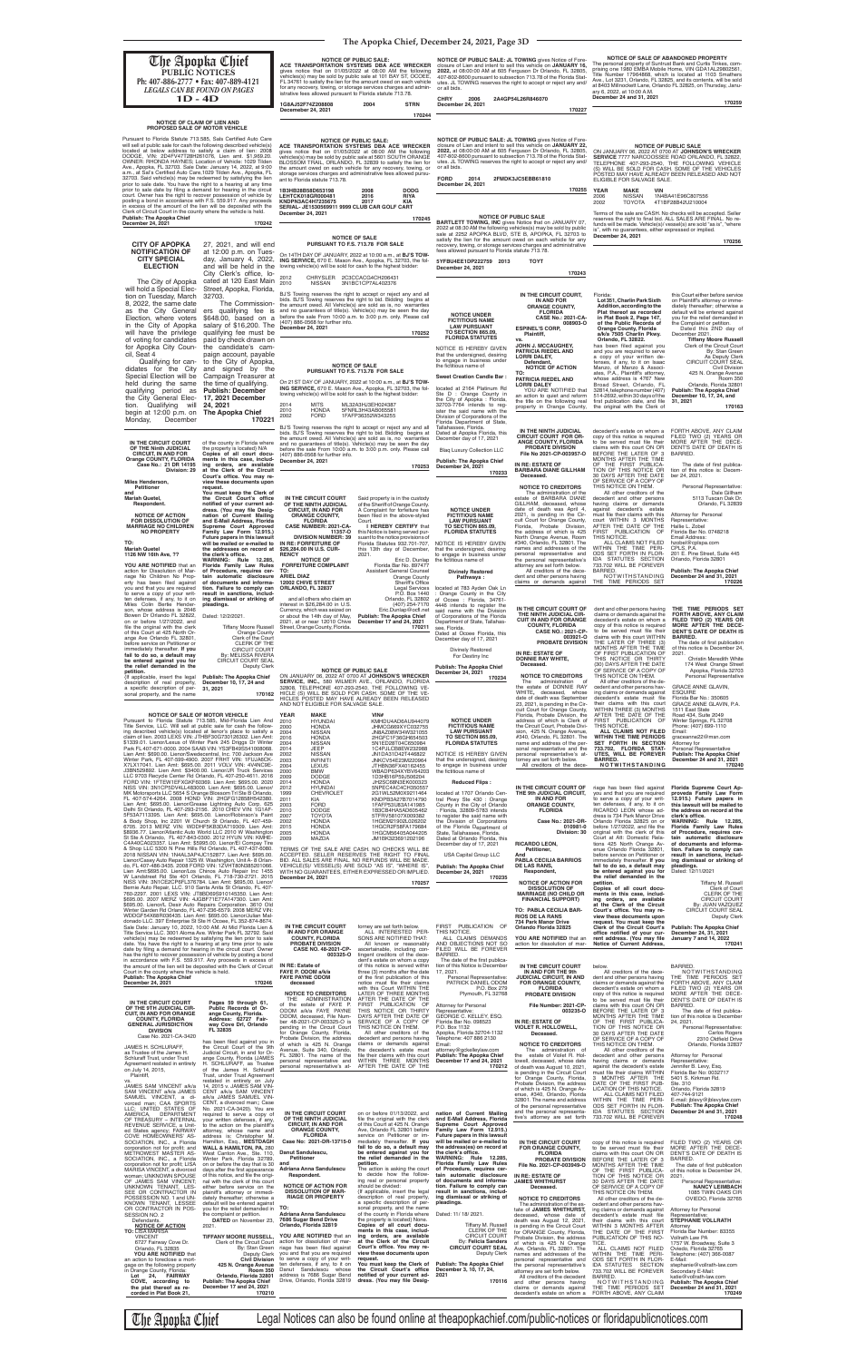**The Apopka Chief**
**PUBLIC NOTICES**
Ph: 407-886-2777 • Fax: 407-889-4121
*LEGALS CAN BE FOUND ON PAGES*
**1D - 4D**

---

**NOTICE OF CLAIM OF LIEN AND PROPOSED SALE OF MOTOR VEHICLE**

Pursuant to Florida Statute 713.585, Sale Certified Auto Care will sell at public sale for cash the following described vehicle(s) located at below address to satisfy a claim of lien: 2008 DODGE, VIN: 2D4FV47T28H261076, Lien amt. $1,969.20. OWNER: RHONDA HAYNES. Location of Vehicle: 1029 Tilden Ave., Apopka, FL 32703. Sale Date: January 14, 2022, at 9:00 a.m., at Sal's Certified Auto Care,1029 Tilden Ave., Apopka, FL 32703. Said vehicle(s) may be redeemed by satisfying the lien prior to sale date. You have the right to a hearing at any time prior to sale date by filing a demand for hearing in the circuit court. Owner has the right to recover possession of vehicle by posting a bond in accordance with F.S. 559.917. Any proceeds in excess of the amount of the lien will be deposited with the Clerk of Circuit Court in the county where the vehicle is held.

**Publish: The Apopka Chief**
**December 24, 2021 170242**

---

**NOTICE OF PUBLIC SALE:**

**ACE TRANSPORTATION SYSTEMS DBA ACE WRECKER** gives notice that on 01/05/2022 at 08:00 AM the following vehicles(s) may be sold by public sale at 101 BAY ST, OCOEE, FL 34761 to satisfy the lien for the amount owed on each vehicle for any recovery, towing, or storage services charges and administrative fees allowed pursuant to Florida statute 713.78.

| | | | |
|---|---|---|---|
| 1G8AJ52F74Z208808 | 2004 | STRN | |

**December 24, 2021 170244**

---

**NOTICE OF PUBLIC SALE:**

**ACE TRANSPORTATION SYSTEMS DBA ACE WRECKER** gives notice that on 01/20/2022 at 08:00 AM the following vehicles(s) may be sold by public sale at 5601 SOUTH ORANGE BLOSSOM TRAIL, ORLANDO, FL 32839 to satisfy the lien for the amount owed on each vehicle for any recovery, towing, or storage services charges and administrative fees allowed pursuant to Florida statute 713.78.

| | | |
|---|---|---|
| 1B3HB28B08D503198 | 2008 | DODG |
| LEHTCK018GR000481 | 2016 | RIYA |
| KNDPNCAC4H7235675 | 2017 | KIA |

SERIAL- JE1530569911 9999 CLUB CAR GOLF CART

**December 24, 2021 170245**

---

**NOTICE OF PUBLIC SALE: JL TOWING** gives Notice of Foreclosure of Lien and intent to sell this vehicle on **JANUARY 16, 2022**, at 08:00:00 AM at 605 Ferguson Dr Orlando, FL 32805. 407-802-8600 pursuant to subsection 713.78 of the Florida Statutes. JL TOWING reserves the right to accept or reject any and/or all bids.

| | | |
|---|---|---|
| CHRY | 2006 | 2A4GP54L26R846070 |

**December 24, 2021 170227**

---

**NOTICE OF PUBLIC SALE: JL TOWING** gives Notice of Foreclosure of Lien and intent to sell this vehicle on **JANUARY 22, 2022**, at 08:00:00 AM at 605 Ferguson Dr Orlando, FL 32805. 407-802-8600 pursuant to subsection 713.78 of the Florida Statutes. JL TOWING reserves the right to accept or reject any and/or all bids.

| | | |
|---|---|---|
| FORD | 2014 | 2FMDK3JC5EBB61810 |

**December 24, 2021 170255**

---

**NOTICE OF PUBLIC SALE**

**BARTLETT TOWING, INC** gives Notice that on JANUARY 07, 2022 at 08:30 AM the following vehicles(s) may be sold by public sale at 2252 APOPKA BLVD, STE B, APOPKA, FL 32703 to satisfy the lien for the amount owed on each vehicle for any recovery, towing, or storage services charges and administrative fees allowed pursuant to Florida statute 713.78.

| | | |
|---|---|---|
| 5YFBU4EE1DP222759 | 2013 | TOYT |

**December 24, 2021 170243**

---

**NOTICE OF SALE OF ABANDONED PROPERTY**

The personal property of Sunfroid Bank and Curtis Tinkes, comprising one 1980 EMBA Mobile Home, VIN GDA1AL29802561, Title Number 17664868, which is located at 1103 Smathers Ave., Lot 3231, Orlando, FL 32825, and its contents, will be sold at 8403 Millinockett Lane, Orlando FL 32825, on Thursday, January 6, 2022, at 10:00 A.M.

**December 24 and 31, 2021 170259**

---

**NOTICE OF PUBLIC SALE**

ON JANUARY 06, 2022 AT 07:00 AT **JOHNSON'S WRECKER SERVICE** 7777 NARCOOSSEE ROAD ORLANDO, FL 32822, TELEPHONE 407-293-3540, THE FOLLOWING VEHICLE (S) WILL BE SOLD FOR CASH. SOME OF THE VEHICLES POSTED MAY HAVE ALREADY BEEN RELEASED AND NOT ELIGIBLE FOR SALVAGE SALE.

| YEAR | MAKE | VIN |
|---|---|---|
| 2006 | NISSAN | 1N4BA41E96C807556 |
| 2002 | TOYOTA | 4T1BF28B42U210064 |

Terms of the sale are CASH. No checks will be accepted. Seller reserves the right to final bid. ALL SALES ARE FINAL. No refunds will be made. Vehicle(s)/ vessel(s) are sold "as is", "where is", with no guarantees, either expressed or implied.

**December 24, 2021 170256**

---

**CITY OF APOPKA NOTIFICATION OF CITY SPECIAL ELECTION**

The City of Apopka will hold a Special Election on Tuesday, March 8, 2022, the same date as the City General Election, where voters in the City of Apopka will have the privilege of voting for candidates for Apopka City Council, Seat 4

Qualifying for candidates for the City Special Election will be held during the same qualifying period as the City General Election. Qualifying will begin at 12:00 p.m. on Monday, December 27, 2021, and will end at 12:00 p.m. on Tuesday, January 4, 2022, and will be held in the City Clerk's office, located at 120 East Main Street, Apopka, Florida, 32703.

The Commissioners qualifying fee is $648.00, based on a salary of $16,200. The qualifying fee must be paid by check drawn on the candidate's campaign account, payable to the City of Apopka, and signed by the Campaign Treasurer at the time of qualifying.

**Publish: December 17, 2021 December 24, 2021**

**The Apopka Chief 170221**

---

**NOTICE OF SALE PURSUANT TO F.S. 713.78 FOR SALE**

On 14TH DAY OF JANUARY, 2022 at 10:00 a.m., at **BJ'S TOWING SERVICE**, 670 E. Mason Ave., Apopka, FL 32703, the following vehicle(s) will be sold for cash to the highest bidder:

| | | |
|---|---|---|
| 2012 | CHRYSLER | 2C3CCACG4CH209451 |
| 2010 | NISSAN | 3N1BC1CP7AL402376 |

BJ'S Towing reserves the right to accept or reject any and all bids. BJ'S Towing reserves the right to bid. Bidding begins at the amount owed. All vehicle(s) are sold as is, no warranties and no guarantees of title(s). Vehicle(s) may be seen the day of the sale from 10:00 a.m. to 3:00 p.m. only. Please call (407) 886-0568 for further info.

**December 24, 2021 170252**

---

**NOTICE OF SALE PURSUANT TO F.S. 713.78 FOR SALE**

On 21ST DAY OF JANUARY, 2022 at 10:00 a.m., at **BJ'S TOWING SERVICE**, 670 E. Mason Ave., Apopka, FL 32703, the following vehicle(s) will be sold for cash to the highest bidder:

| | | |
|---|---|---|
| 2013 | MITS | ML32A3HJ2DH024387 |
| 2010 | HONDA | 5FNRL3H43AB083581 |
| 2012 | FORD | 1FAFP36352W343255 |

BJ'S Towing reserves the right to accept or reject any and all bids. BJ'S Towing reserves the right to bid. Bidding begins at the amount owed. All vehicle(s) are sold as is, no warranties and no guarantees of title(s). Vehicle(s) may be seen the day of the sale from 10:00 a.m. to 3:00 p.m. only. Please call (407) 886-0568 for further info.

**December 24, 2021 170253**

---

**IN THE CIRCUIT COURT OF THE NINTH JUDICIAL CIRCUIT, IN AND FOR Orange County, FLORIDA**
**Case No.: 21 DR 14195**
**Division: 29**

**Miles Henderson, Petitioner**
and
**Mariah Quetel, Respondent.**

**NOTICE OF ACTION FOR DISSOLUTION OF MARRIAGE NO CHILDREN NO PROPERTY**

**TO:**
**Mariah Quetel**
**1120 NW 15th Ave, ??**

**YOU ARE NOTIFIED** that an action for Dissolution of Marriage No Children No Property has been filed against you and that you are required to serve a copy of your written defenses, if any, to it on Miles Colin Bertie Henderson, whose address is 2046 Brown St Chester PA 32822, on or before 1/27/2022, and file the original with the clerk of this Court at 425 North Orange Ave Orlando FL 32801, before service on Petitioner or immediately thereafter. **If you fail to do so, a default may be entered against you for the relief demanded in the petition.**

{If applicable, insert the legal description of real property, a specific description of personal property, and the name of the county in Florida where the property is located} N/A

**Copies of all court documents in this case, including orders, are available at the Clerk of the Circuit Court's office. You may review these documents upon request.**

**You must keep the Clerk of the Circuit Court's office notified of your current address. (You may file Designation of Current Mailing and E-Mail Address, Florida Supreme Court Approved Family Law Form 12.915.) Future papers in this lawsuit will be mailed or e-mailed to the addresses on record at the clerk's office.**

**WARNING: Rule 12.285, Florida Family Law Rules of Procedure, requires certain automatic disclosure of documents and information. Failure to comply can result in sanctions, including dismissal or striking of pleadings.**

Dated: 12/2/2021.

Tiffany Moore Russell
Orange County
Clerk of the Court
CLERK OF THE CIRCUIT COURT
By: MELISSA RIVERA
CIRCUIT COURT SEAL
Deputy Clerk

**Publish: The Apopka Chief December 10, 17, 24 and 31, 2021 170162**

---

**NOTICE OF SALE OF MOTOR VEHICLE**

Pursuant to Florida Statute 713.585, Mid-Florida Lien And Title Service, LLC. will sell at public sale for cash the following described vehicle(s) located at lienor's place to satisfy a claim of lien. 2003 LEXS VIN: JTHBF30G730126362. Lien Amt: $1339.01. Lienor/Lexus of Winter Park 2329 Dolly Dr Winter Park FL 407-671-0000. 2004 SAAB VIN: YS3FB49S541008308. Lien Amt: $690.00. Lienor/Swedecentral, Inc. 700 Jackson Ave Winter Park, FL 407-599-4900. 2007 FRHT VIN: 1FUJA6CK-X7LX17041. Lien Amt: $695.00. 2011 VOLV VIN: 4V4NC9E-JXBN526692. Lien Amt: $3400.00. Lienor/JR Truck Services LLC 9703 Recycle Center Rd Orlando, FL 407-250-4611. 2016 FORD VIN: 1FTEW1EF3GKF60385. Lien Amt: $805.00. 2020 NISS VIN: 3N1CP5DV4LL489300. Lien Amt: $695.00. Lienor/MK Motorsports LLC 5654 S Orange Blossom Trl Ste B Orlando, FL 407-974-4264. 2008 HOND VIN: 2HGFG12858H504530. Lien Amt: $695.00. Lienor/Grease Lightning Auto Corp. 625 Delhi St Orlando, FL 407-293-2156. 2010 CHEV VIN: 1G1AF-5F53A7113395. Lien Amt: $695.00. Lienor/Robinson's Paint & Body Shop, Inc 2201 W Church St Orlando, FL 407-456-6705. 2013 MERZ VIN: WDDHF8JB3DA719309. Lien Amt: $6036.77. Lienor/Atlantic Auto World LLC 2910 W Washington St Ste A Orlando, FL 407-843-0300. 2012 HYUN VIN: KMHE-C4A40CA023357. Lien Amt: $695.00. Lienor/El Compay Tire & Shop LLC 5300 N Pine Hills Rd Orlando, FL 407-437-8085. 2018 NISSAN VIN: 1N4AL3AP4JC152877. Lien Amt: $695.00. Lienor/Casey Auto Repair 1325 W. Washington, Unit A-B Orlando, FL 407-486-3435. 2008 FORD VIN: 1ZVFT80N385301066. Lien Amt:$695.00. Lienor/Los Primos Auto Repair Inc 1455 W Landstreet Rd Ste 401 Orlando, FL 718-730-2721. 2015 NISS VIN: 3N1CE2CP8FL376784. Lien Amt: $695.00. Lienor/Bernie's Repair, LLC. 910 Santa Anita St Orlando, FL 407-760-2297. 2001 LEXS VIN: JT8BD69S910145350. Lien Amt: $695.00. 2007 MERZ VIN: 4JGBF71E77A147300. Lien Amt: $695.00. Lienor/L Best Auto Repairs Corporation 3610 Old Winter Garden Rd Orlando, FL 407-236-6579. 2008 MERZ VIN: WDDGF54X08F005435. Lien Amt: $695.00. Lienor/Julian Maldonado LLC 2 Florence Rd Ste H Ocoee, FL 352-874-8074. Sale Date: January 10, 2022, 10:00 AM. At Mid Florida Lien & Title Service LLC. 3001 Aloma Ave. Winter Park FL 32792. Said vehicle(s) may be redeemed by satisfying the lien prior to sale date. You have the right to a hearing at any time prior to sale date by filing a demand for hearing in the circuit court. Owner has the right to recover possession of vehicle by posting a bond in accordance with F.S. 559.917. Any proceeds in excess of the amount of the lien will be deposited with the Clerk of Circuit Court in the county where the vehicle is held.

**Publish: The Apopka Chief December 24, 2021 170246**

---

**IN THE CIRCUIT COURT OF THE NINTH JUDICIAL CIRCUIT, IN AND FOR ORANGE COUNTY, FLORIDA**
**CASE NUMBER: 2021-CA-11357-O**
**DIVISION NUMBER: 39**

**IN RE: FORFEITURE OF $26,284.00 IN U.S. CURRENCY**

**NOTICE OF FORFEITURE COMPLAINT**

**TO:**
**ARIEL DIAZ**
**13092 DRIVE STREET**
**ORLANDO, FL 32837**

and all others who claim an interest in $26,284.00 in U.S. Currency, which was seized on or about the 14th day of May, 2021, at or near 120 West Street, Orange County, Florida. Said property is in the custody of the Sheriff of Orange County. A Complaint for forfeiture has been filed in the above-styled Court.

I **HEREBY CERTIFY** that this Notice is being served pursuant to the notice provisions of Florida Statutes 932.701-707, this 13th day of December, 2021.

Eric D. Dunlap
Florida Bar No. 897477
Assistant General Counsel
Orange County
Sheriff's Office
Legal Services
P.O. Box 1440
Orlando, FL 32802
(407) 254-7170
Eric.Dunlap@ocfl.net

**Publish: The Apopka Chief December 24 and 31, 2021 170211**

---

**NOTICE UNDER FICTITIOUS NAME LAW PURSUANT TO SECTION 865.09, FLORIDA STATUTES**

NOTICE IS HEREBY GIVEN that the undersigned, desiring to engage in business under the fictitious name of

**Sweet Creation Candle Bar :**

located at 2164 Platinum Rd Ste D, in the County of Orange in the City of Apopka : Florida, 32703-7764 intends to register the said name with the Division of Corporations of the Florida Department of State, Tallahassee, Florida.

Dated at Apopka Florida, this December day of 17, 2021

Blaq Luxury Collection LLC

**Publish: The Apopka Chief December 24, 2021 170233**

---

**NOTICE UNDER FICTITIOUS NAME LAW PURSUANT TO SECTION 865.09, FLORIDA STATUTES**

NOTICE IS HEREBY GIVEN that the undersigned, desiring to engage in business under the fictitious name of

**Divinely Restored Pathways :**

located at 783 Ayden Oak Ln : Orange County in the City of Ocoee : Florida, 34761-4446 intends to register the said name with the Division of Corporations of the Florida Department of State, Tallahassee, Florida.

Dated at Ocoee Florida, this December day of 17, 2021

Divinely Restored
For Destiny Inc

**Publish: The Apopka Chief December 24, 2021 170234**

---

**NOTICE UNDER FICTITIOUS NAME LAW PURSUANT TO SECTION 865.09, FLORIDA STATUTES**

NOTICE IS HEREBY GIVEN that the undersigned, desiring to engage in business under the fictitious name of

**Reduced Flips :**

located at 1707 Orlando Central Pkwy Ste 400 : Orange County in the City of Orlando : Florida, 32809-5783 intends to register the said name with the Division of Corporations of the Florida Department of State, Tallahassee, Florida.

Dated at Orlando Florida, this December day of 17, 2021

USA Capital Group LLC

**Publish: The Apopka Chief December 24, 2021 170235**

---

**IN THE CIRCUIT COURT, IN AND FOR ORANGE COUNTY, FLORIDA**
**CASE No.: 2021-CA-008903-O**

**ESPINEL'S CORP, Plaintiff,**
vs.
**JOHN J. MCCAUGHEY, PATRICIA RIEDEL AND LORRI DALEY, Defendant.**

**NOTICE OF ACTION**

**TO:**
**PATRICIA RIEDEL AND LORRI DALEY**

YOU ARE NOTIFIED that an action to quiet and reform the title on the following real property in Orange County, Florida:

**Lot 351, Charlin Park Sixth Addition, according to the Plat thereof as recorded in Plat Book 2, Page 147, of the Public Records of Orange County, Florida a/k/a 7505 Charlin Pkwy. Orlando, FL 32822.**

has been filed against you and you are required to serve a copy of your written defenses, if any, to it on Isaac Manzo, of Manzo & Associates, P.A., Plaintiff's attorney, whose address is 4767 New Broad Street, Orlando, FL 32814, telephone number (407) 514-2692, within 30 days of the first publication date and file the original with the Clerk of this Court either before service on Plaintiff's attorney or immediately thereafter; otherwise a default will be entered against you for the relief demanded in the Complaint or petition.

Dated on this 2nd day of December, 2021.

**Tiffany Moore Russell**
Clerk of the Circuit Court
By: Stan Green
As Deputy Clerk
CIRCUIT COURT SEAL
Civil Division
425 N. Orange Avenue
Room 350
Orlando, Florida 32801

**Publish: The Apopka Chief December 10, 17, 24 and 31, 2021 170163**

---

**IN THE NINTH JUDICIAL CIRCUIT COURT FOR ORANGE COUNTY, FLORIDA PROBATE DIVISION**
**File No. 2021-CP-003957-O**

**IN RE: ESTATE OF BARBARA DIANE GILLHAM Deceased.**

**NOTICE TO CREDITORS**

The administration of the estate of BARBARA DIANE GILLHAM, deceased, whose date of death was April 4, 2021, is pending in the Circuit Court for Orange County, Florida, Probate Division, the address of which is 425 North Orange Avenue, Room #340, Orlando, FL 32801. The names and addresses of the personal representative and the personal representative's attorney are set forth below.

All creditors of the decedent and other persons having claims or demands against decedent's estate on whom a copy of this notice is required to be served must file their claims with this court ON OR BEFORE THE LATER OF 3 MONTHS AFTER THE TIME OF THE FIRST PUBLICATION OF THIS NOTICE OR 30 DAYS AFTER THE DATE OF SERVICE OF A COPY OF THIS NOTICE ON THEM.

All other creditors of the decedent and other persons having claims or demands against decedent's estate must file their claims with this court WITHIN 3 MONTHS AFTER THE DATE OF THE FIRST PUBLICATION OF THIS NOTICE.

ALL CLAIMS NOT FILED WITHIN THE TIME PERIODS SET FORTH IN SECTION 733.702 OF THE FLORIDA PROBATE CODE WILL BE FOREVER BARRED.

NOTWITHSTANDING THE TIME PERIODS SET FORTH ABOVE, ANY CLAIM FILED TWO (2) YEARS OR MORE AFTER THE DECEDENT'S DATE OF DEATH IS BARRED.

The date of first publication of this notice is: December 24, 2021.

Personal Representative:
Dale Gillham
5113 Tuscan Oak Dr.
Orlando, FL 32839

Attorney for Personal Representative:
Hallie L. Zobel
Florida Bar No. 0748218
Email Address: hzobel@cplspa.com
CPLS, P.A.
201 E. Pine Street, Suite 445
Orlando, Florida 32801

**Publish: The Apopka Chief December 24 and 31, 2021 170226**

---

**IN THE CIRCUIT COURT OF THE NINTH JUDICIAL CIRCUIT IN AND FOR ORANGE COUNTY, FLORIDA**
**CASE NO.: 2021-CP-003921-O**
**PROBATE DIVISION**

**IN RE: ESTATE OF DONNIE RAY WHITE, Deceased.**

**NOTICE TO CREDITORS**

The administration of the estate of DONNIE RAY WHITE, deceased, whose date of death was September 23, 2021, is pending in the Circuit Court for Orange County, Florida, Probate Division, the address of which is Clerk of the Circuit Court, Probate Division, 425 N. Orange Ave. #340, Orlando, FL 32801. The names and address of the personal representative and the personal representative's attorney are set forth below.

All creditors of the decedent and other persons having claims or demands against the decedent's estate on whom a copy of this notice is required to be served must file their claims with this court WITHIN THE LATER OF THREE (3) MONTHS AFTER THE TIME OF FIRST PUBLICATION OF THIS NOTICE OR THIRTY (30) DAYS AFTER THE DATE OF SERVICE OF A COPY OF THIS NOTICE ON THEM.

All other creditors of the decedent and other persons having claims or demands against decedent's estate must file their claims with this court WITHIN THREE (3) MONTHS AFTER THE DATE OF THE FIRST PUBLICATION OF THIS NOTICE.

**ALL CLAIMS NOT FILED WITHIN THE TIME PERIODS SET FORTH IN SECTION 733.702, FLORIDA STATUTES, WILL BE FOREVER BARRED.**

**NOTWITHSTANDING THE TIME PERIODS SET FORTH ABOVE, ANY CLAIM FILED TWO (2) YEARS OR MORE AFTER THE DECEDENT'S DATE OF DEATH IS BARRED.**

The date of first publication of this notice is December 24, 2021.

Christin Meredith White
174 West Orange Street
Apopka, Florida 32703
Personal Representative

GRACE ANNE GLAVIN, ESQUIRE
Florida Bar No.: 350605
GRACE ANNE GLAVIN, P.A.
1511 East State
Road 434, Suite 2049
Winter Springs, FL 32708
Phone: (407) 699-1110
Email: graceanne22@msn.com
Attorney for
Personal Representative

**Publish: The Apopka Chief December 24 and 31, 2021 170240**

---

**NOTICE OF PUBLIC SALE**

ON JANUARY 06, 2022 AT 07:00 AT **JOHNSON'S WRECKER SERVICE, INC.**, 580 WILMER AVE, ORLANDO, FLORIDA 32808, TELEPHONE 407-293-3540, THE FOLLOWING VEHICLE (S) WILL BE SOLD FOR CASH. SOME OF THE VEHICLES POSTED MAY HAVE ALREADY BEEN RELEASED AND NOT ELIGIBLE FOR SALVAGE SALE.

| YEAR | MAKE | VIN |
|---|---|---|
| 2010 | HYUNDAI | KMHDU4AD6AU944079 |
| 2000 | HONDA | JHMCG5669YC032755 |
| 2004 | NISSAN | JN8AZ08W34W331055 |
| 2016 | HONDA | 2HGFC1F36GH654503 |
| 2004 | NISSAN | 5N1ED28T04C692996 |
| 2014 | JEEP | 1C4PJLCB9EW232986 |
| 2002 | NISSAN | JN1DA31D42T446222 |
| 2016 | INFINITI | JNKCV54E29M202664 |
| 2014 | LEXUS | JTHBK0EF4A0162455 |
| 2004 | BMW | WBAGN63474DS40203 |
| 2009 | DODGE | 1D3HB18P59J500304 |
| 2004 | HONDA | JHLRD78814C600533 |
| 2012 | HYUNDAI | 5NPEB4AC5CH343197 |
| 1999 | CHEVROLET | 2G1WL52M0X9211464 |
| 2014 | KIA | KNDPB3AC7E7614190 |
| 2003 | FORD | 1FAFP53U83A141985 |
| 2016 | DODGE | 1B3CB4HA9AD556462 |
| 2007 | TOYOTA | 5TFRV56107X009382 |
| 2002 | HONDA | 1HGEM21962L026202 |
| 2005 | HONDA | 1HGCM66546A054635 |
| 2003 | HONDA | 1HGCR2F58FA179884 |
| 2009 | MAZDA | JM1BK32G291202196 |

TERMS OF THE SALE ARE CASH. NO CHECKS WILL BE ACCEPTED. SELLER RESERVES THE RIGHT TO FINAL BID. ALL SALES ARE FINAL. NO REFUNDS WILL BE MADE. VEHICLE(S)/ VESSEL(S) ARE SOLD "AS IS", "WHERE IS", WITH NO GUARANTEES, EITHER EXPRESSED OR IMPLIED.

**December 24, 2021 170257**

---

**IN THE CIRCUIT COURT OF THE 9TH JUDICIAL CIRCUIT, IN AND FOR ORANGE COUNTY, FLORIDA**
**Case No.: 2021-DR-010981-O**
**Division: 30**

**RICARDO LEON, Petitioner,**
And
**PAOLA CECILIA BARRIOS DE LAS RANS, Respondent,**

**NOTICE OF ACTION FOR DISSOLUTION OF MARRIAGE (NO CHILD OR FINANCIAL SUPPORT)**

**TO: PAOLA CECILIA BARRIOS DE LAS RANS**
**734 Park Manor Drive**
**Orlando Florida 32825**

**YOU ARE NOTIFIED** that an action for dissolution of marriage has been filed against you and that you are required to serve a copy of your written defenses, if any, to it on RICARDO LEON whose address is 734 Park Manor Drive Orlando Florida 32825 on or before 1/27/2022, and file the original with the clerk of this Court at 425 North Orange Ave 425 North Orange Avenue, Orlando, Florida 32801, before service on Petitioner or immediately thereafter. **If you fail to do so, a default may be entered against you for the relief demanded in the petition.**

**Copies of all court documents in this case, including orders, are available at the Clerk of the Circuit Court's office. You may review these documents upon request. You must keep the Clerk of the Circuit Court's office notified of your current address. (You may file Designation of Current Mailing and E-Mail Address, Florida Supreme Court Approved Family Law Form 12.915.) Future papers in this lawsuit will be mailed to the address on record at the clerk's office.**

**WARNING: Rule 12.285, Florida Family Law Rules of Procedure, requires certain automatic disclosure of documents and information. Failure to comply can result in sanctions, including dismissal or striking of pleadings.**

Dated: 12/1/2021

Tiffany M. Russell
Clerk of Court
CLERK OF THE CIRCUIT COURT
By: JUAN VAZQUEZ
CIRCUIT COURT SEAL
Deputy Clerk

**Publish: The Apopka Chief December 24, 31, 2021 January 7 and 14, 2022 170241**

---

**IN THE CIRCUIT COURT OF THE 9TH JUDICIAL CIRCUIT, IN AND FOR ORANGE COUNTY, FLORIDA GENERAL JURISDICTION DIVISION**
Case No. 2021-CA-3420

JAMES H. SCHLURAFF, as Trustee of the James H. Schluraff Trust, under Trust Agreement restated in entirety on July 14, 2015,
Plaintiff,
vs.
JAMES SAM VINCENT a/k/a SAM VINCENT a/k/a JAMES SAMUEL VINCENT, a divorced man; CAA SPORTS LLC; UNITED STATES OF AMERICA, DEPARTMENT OF TREASURY – INTERNAL REVENUE SERVICE, a United States agency; FAIRWAY COVE HOMEOWNERS' ASSOCIATION, INC., a Florida corporation not for profit; and METROWEST MASTER ASSOCIATION, INC., a Florida corporation not for profit; LISA MARISA VINCENT, a divorced woman; UNKNOWN SPOUSE OF JAMES SAM VINCENT; UNKNOWN TENANT, LESSEE OR CONTRACTOR IN POSSESSION NO. 1 and UNKNOWN TENANT, LESSEE OR CONTRACTOR IN POSSESSION NO. 2
Defendants.

**NOTICE OF ACTION**

**TO: ALEXANDRIA VINCENT**
6727 Fairway Cove Dr.
Orlando, FL 32835

**YOU ARE NOTIFIED** that an action to foreclose a mortgage on the following property in Orange County, Florida:

**Lot 24, FAIRWAY COVE, according to the plat thereof as recorded in Plat Book 21, Pages 59 through 61, Public Records of Orange County, Florida. Address: 6727 Fairway Cove Dr, Orlando, FL 32835**

has been filed against you in the Circuit Court of the 9th Judicial Circuit, in and for Orange County, Florida (JAMES H. SCHLURAFF, as Trustee of the James H. Schluraff Trust, under Trust Agreement restated in entirety on July 14, 2015 v. JAMES SAM VINCENT a/k/a SAM VINCENT a/k/a JAMES SAMUEL VINCENT, a divorced man; Case No. 2021-CA-3420). You are required to serve a copy of your written defenses, if any, to the action on the plaintiff's attorney, whose name and address is: Christopher M. Hamilton, Esq., **MESTDAGH WALL & HAMILTON, PA**, 280 West Canton Ave., Ste. 110, Winter Park, Florida 32789, on or before the day that is 30 days after the first appearance of this notice, and file the original with the clerk of this court either before service on the plaintiff's attorney or immediately thereafter; otherwise a default will be entered against you for the relief demanded in the complaint or petition.

**DATED** on November 23, 2021.

**TIFFANY MOORE RUSSELL,**
Clerk of the Circuit Court
By: Stan Green
Deputy Clerk
**Civil Division**
**425 N. Orange Avenue Room 350**
**Orlando, Florida 32801**

**Publish: The Apopka Chief December 17 and 24, 2021 170120**

---

**IN THE CIRCUIT COURT IN AND FOR ORANGE COUNTY, FLORIDA PROBATE DIVISION**
**CASE NO. 48-2021-CP-003325-O**

**IN RE: Estate of FAYE P. ODOM a/k/a FAYE PARKS ODOM deceased**

**NOTICE TO CREDITORS**

THE ADMINISTRATION of the estate of FAYE P. ODOM a/k/a FAYE PARKS ODOM, deceased, File Number 48-2021-CP-003325-O is pending in the Circuit Court for Orange County, Florida, Probate Division, the address of which is 425 N. Orange Avenue, Suite 340, Orlando, FL 32801. The name of the personal representative and personal representative's attorney are set forth below.

ALL INTERESTED PERSONS ARE NOTIFIED THAT:

All known or reasonably ascertainable, including contingent creditors of the decedent's estate on whom a copy of this notice is served within three (3) months after the date of the first publication of this notice must file their claims with this Court WITHIN THE LATER OF THREE MONTHS AFTER THE DATE OF THE FIRST PUBLICATION OF THIS NOTICE OR THIRTY DAYS AFTER THE DATE OF SERVICE OF A COPY OF THIS NOTICE ON THEM.

All other creditors of the decedent and persons having claims or demands against the decedent's estate must file their claims with this court WITHIN THREE MONTHS AFTER THE DATE OF THE FIRST PUBLICATION OF THIS NOTICE.

ALL CLAIMS DEMANDS AND OBJECTIONS NOT SO FILED WILL BE FOREVER BARRED.

The date of the first publication of this Notice is December 17, 2021.

Personal Representative:
PATRICK DANIEL ODOM
P.O. Box 279
Plymouth, FL 32768

Attorney for Personal Representative:
GORDON H. HARBERT
GORDON H. HARBERT, ESQ.
Florida Bar No. 098523
P.O. Box 1122
Apopka, Florida 32704-1132
Telephone: 407-886-2130
Email: attorney@gordonharbert.com

**Publish: The Apopka Chief December 17 and 24, 2021 170212**

---

**IN THE CIRCUIT COURT OF THE NINTH JUDICIAL CIRCUIT, IN AND FOR ORANGE COUNTY, FLORIDA**
**Case No.: 2021-DR-13715-O**

**Danut Sandulescu, Petitioner**
and
**Adriana Amma Sandulescu Respondent.**

**NOTICE OF ACTION FOR DISSOLUTION OF MARRIAGE OR PROPERTY**

**TO:**
**Adriana Amma Sandulescu**
**7686 Sugar Bend Drive Orlando, Florida 32819**

**YOU ARE NOTIFIED** that an action for dissolution of marriage has been filed against you and that you are required to serve a copy of your written defenses, if any, to it on Danut Sandulescu, whose address is 7686 Sugar Bend Drive, Orlando, Florida 32819 on or before 01/13/2022, and file the original with the clerk of this Court at 425 N. Orange Avenue, Orlando, FL 32801 before service on Petitioner or immediately thereafter. **If you fail to do so, a default may be entered against you for the relief demanded in the petition.**

The action is asking the court to decide how the following real or personal property should be divided:

{If applicable, insert the legal description of real property, a specific description of personal property, and the name of the county in Florida where the property is located} N/A

**Copies of all court documents in this case, including orders, are available at the Clerk of the Circuit Court's office. You may review these documents upon request.**

**You must keep the Clerk of the Circuit Court's office notified of your current address. (You may file Designation of Current Mailing and E-Mail Address, Florida Supreme Court Approved Family Law Form 12.915.) Future papers in this lawsuit will be mailed or e-mailed to the address(es) on record at the clerk's office.**

**WARNING: Rule 12.285, Florida Family Law Rules of Procedure, requires certain automatic disclosure of documents and information. Failure to comply can result in sanctions, including dismissal or striking of pleadings.**

Dated: 11/18/2021.

Tiffany M. Russell
CLERK OF THE CIRCUIT COURT
By: Felicia Sanders
CIRCUIT COURT SEAL
Deputy Clerk

**Publish: The Apopka Chief December 3, 10, 17, 24, 2021 170116**

---

**IN THE CIRCUIT COURT IN AND FOR THE NINTH JUDICIAL CIRCUIT, IN AND FOR ORANGE COUNTY, FLORIDA PROBATE DIVISION**
**File Number: 2021-CP-003235-O**

**IN RE: ESTATE OF VIOLET R. HOLLOWELL, Deceased.**

**NOTICE TO CREDITORS**

The administration of the estate of Violet R. Hollowell, deceased, whose date of death was August 10, 2021, is pending in the Circuit Court for Orange County, Florida, Probate Division, the address of which is 425 N. Orange Avenue, #340, Orlando, Florida 32801. The name and address of the personal representative and the personal representative's attorney are set forth below.

All creditors of the decedent and other persons having claims or demands against decedent's estate on whom a copy of this notice is required to be served must file their claims with this court ON OR BEFORE THE LATER OF 3 MONTHS AFTER THE TIME OF THE FIRST PUBLICATION OF THIS NOTICE OR 30 DAYS AFTER THE DATE OF SERVICE OF A COPY OF THIS NOTICE ON THEM.

All other creditors of the decedent and other persons having claims or demands against decedent's estate must file their claims with this court WITHIN 3 MONTHS AFTER THE DATE OF THE FIRST PUBLICATION OF THIS NOTICE.

ALL CLAIMS NOT FILED WITHIN THE TIME PERIODS SET FORTH IN FLORIDA STATUTES SECTION 733.702 WILL BE FOREVER BARRED.

NOTWITHSTANDING THE TIME PERIODS SET FORTH ABOVE, ANY CLAIM FILED TWO (2) YEARS OR MORE AFTER THE DECEDENT'S DATE OF DEATH IS BARRED.

The date of first publication of this notice is December 24, 2021.

Personal Representative:
Carrie Rogers
2403 Oxford Drive
Orlando, Florida 32837

Attorney for Personal Representative:
Jennifer S. Levy, Esq.
Florida Bar No: 0022717
5401 S. Kirkman Rd.
Ste. 310
Orlando, Florida 32819
407-744-9121
E-mail: jlevy@jlevylaw.com

**Publish: The Apopka Chief December 24 and 31, 2021 170248**

---

**IN THE CIRCUIT COURT FOR ORANGE COUNTY, FLORIDA PROBATE DIVISION**
**File No. 2021-CP-003949-O**

**IN RE: ESTATE OF JAMES WHITHURST Deceased.**

**NOTICE TO CREDITORS**

The administration of the estate of **JAMES WHITHURST**, deceased, whose date of death was August 12, 2021, is pending in the Circuit Court for Orange County, Florida, Probate Division, the address of which is 425 N. Orange Ave, Orlando, FL 32801. The names and addresses of the personal representative and the personal representative's attorney are set forth below.

All creditors of the decedent and other persons having claims or demands against decedent's estate on whom a copy of this notice is required to be served must file their claims with this court ON OR BEFORE THE LATER OF 3 MONTHS AFTER THE TIME OF THE FIRST PUBLICATION OF THIS NOTICE OR 30 DAYS AFTER THE DATE OF SERVICE OF A COPY OF THIS NOTICE ON THEM.

All other creditors of the decedent and other persons having claims or demands against decedent's estate must file their claims with this court WITHIN 3 MONTHS AFTER THE DATE OF THE FIRST PUBLICATION OF THIS NOTICE.

ALL CLAIMS NOT FILED WITHIN THE TIME PERIODS SET FORTH IN FLORIDA STATUTES SECTION 733.702 WILL BE FOREVER BARRED.

NOTWITHSTANDING THE TIME PERIODS SET FORTH ABOVE, ANY CLAIM FILED TWO (2) YEARS OR MORE AFTER THE DECEDENT'S DATE OF DEATH IS BARRED.

The date of first publication of this notice is December 24, 2021.

Personal Representative:
**NANCY LEMBACH**
1085 TWIN OAKS CIR.
OVIEDO, Florida 32765

Attorney for Personal Representative:
**STEPHANIE VOLLRATH**
Attorney
Florida Bar Number: 83355
Vollrath Law PA
1757 W. Broadway, Suite 3
Oviedo, Florida 32765
Telephone: (407) 366-0687
E-Mail: stephanie@vollrath-law.com
Secondary E-Mail: kate@vollrath-law.com

**Publish: The Apopka Chief December 24 and 31, 2021 170249**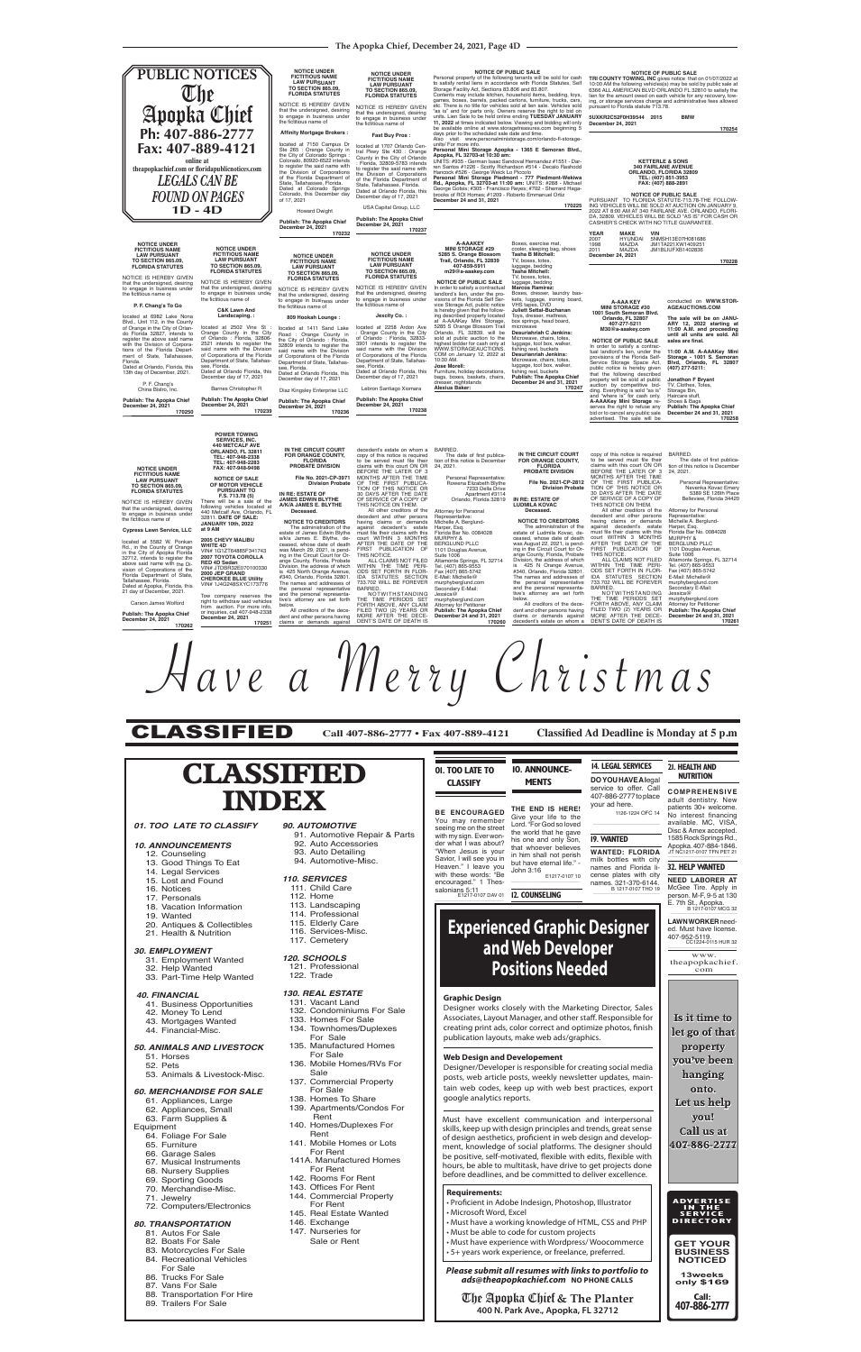# PUBLIC NOTICES

# The Apopka Chief

**Ph: 407-886-2777**
**Fax: 407-889-4121**

online at
theapopkachief.com or floridapublicnotices.com

*LEGALS CAN BE FOUND ON PAGES* **1D - 4D**

---

**NOTICE UNDER FICTITIOUS NAME LAW PURSUANT TO SECTION 865.09, FLORIDA STATUTES**

NOTICE IS HEREBY GIVEN that the undersigned, desiring to engage in business under the fictitious name of

**Affinity Mortgage Brokers :**

located at 7150 Campus Dr Ste 285 : Colorado County in the City of Colorado Springs : Colorado, 80920-6522 intends to register the said name with the Division of Corporations of the Florida Department of State, Tallahassee, Florida. Dated at Colorado Springs Colorado, this December day of 17, 2021

Howard Dwight

**Publish: The Apopka Chief December 24, 2021**

**170232**

---

**NOTICE UNDER FICTITIOUS NAME LAW PURSUANT TO SECTION 865.09, FLORIDA STATUTES**

NOTICE IS HEREBY GIVEN that the undersigned, desiring to engage in business under the fictitious name of

**Fast Buy Pros :**

located at 1707 Orlando Central Pkwy Ste 430 : Orange County in the City of Orlando : Florida, 32809-5783 intends to register the said name with the Division of Corporations of the Florida Department of State, Tallahassee, Florida. Dated at Orlando Florida, this December day of 17, 2021

USA Capital Group, LLC

**Publish: The Apopka Chief December 24, 2021**

**170237**

---

**NOTICE OF PUBLIC SALE**

Personal property of the following tenants will be sold for cash to satisfy rental liens in accordance with Florida Statutes, Self Storage Facility Act, Sections 83.806 and 83.807. Contents may include kitchen, household items, bedding, toys, games, boxes, barrels, packed cartons, furniture, trucks, cars, etc. There is no title for vehicles sold at lien sale. Vehicles sold "as is" and for parts only. Owners reserve the right to bid on units. Lien Sale to be held online ending **TUESDAY JANUARY 11, 2022** at times indicated below. Viewing and bidding will only be available online at www.storagetreasures.com beginning 5 days prior to the scheduled sale date and time.

Also visit www.personalministorage.com/orlando-fl-storage-units/ For more info.

**Personal Mini Storage Apopka - 1365 E Semoran Blvd., Apopka, FL 32703-at 10:30 am:**

UNITS: #335 - Germain Isaac Sandoval Hernandez #051 - Darren Santos #1226 - Scotty Richardson #514 - Decalo Rashodd Hancock #526 - George Weeck Lo Piccolo

**Personal Mini Storage Piedmont - 777 Piedmont-Wekiwa Rd., Apopka, FL 32703-at 11:00 am:** UNITS: #268 - Michael George Gobas; #303 - Francisco Reyes; #752 - Shemerd Hagabrooks of ROI Homes; #1209 - Roberto Emmanuel Ortiz

**December 24 and 31, 2021**

**170225**

---

**NOTICE OF PUBLIC SALE**

**TRI COUNTY TOWING, INC** gives notice that on 01/07/2022 at 10:00 AM the following vehicles(s) may be sold by public sale at 6366 ALL AMERICAN BLVD ORLANDO FL 32810 to satisfy the lien for the amount owed on each vehicle for any recovery, towing, or storage services charge and administrative fees allowed pursuant to Florida statute 713.78.

**5UXKR2C52F0H39544 2015 BMW**

**December 24, 2021**

**170254**

---

**KETTERLE & SONS**
**340 FAIRLANE AVENUE**
**ORLANDO, FLORIDA 32809**
**TEL: (407) 851-3953**
**FAX: (407) 888-2891**

**NOTICE OF PUBLIC SALE**

PURSUANT TO FLORIDA STATUTE 713.78 THE FOLLOWING VEHICLES WILL BE SOLD AT AUCTION ON JANUARY 9, 2022 AT 8:00 AM AT 340 FAIRLANE AVE. ORLANDO, FLORIDA 32809. VEHICLES WILL BE SOLD "AS IS" FOR CASH OR CASHIER'S CHECK WITH NO TITLE GUARANTEE.

| YEAR | MAKE | VIN |
|---|---|---|
| 2007 | HYUNDAI | 5NMSH13E07H081686 |
| 1998 | MAZDA | JM1TA221XW1409251 |
| 2011 | MAZDA | JM1BL1UF3B1402836 |

**December 24, 2021**

**170228**

---

**NOTICE UNDER FICTITIOUS NAME LAW PURSUANT TO SECTION 865.09, FLORIDA STATUTES**

NOTICE IS HEREBY GIVEN that the undersigned, desiring to engage in business under the fictitious name of

**P. F. Chang's To Go**

located at 6982 Lake Nona Blvd., Unit 112, in the County of Orange in the City of Orlando Florida 32827, intends to register the above said name with the Division of Corporations of the Florida Department of State, Tallahassee, Florida.

Dated at Orlando, Florida, this 13th day of December, 2021.

P. F. Chang's China Bistro, Inc.

**Publish: The Apopka Chief December 24, 2021**

**170250**

---

**NOTICE UNDER FICTITIOUS NAME LAW PURSUANT TO SECTION 865.09, FLORIDA STATUTES**

NOTICE IS HEREBY GIVEN that the undersigned, desiring to engage in business under the fictitious name of

**C&K Lawn And Landscaping. :**

located at 2502 Vine St : Orange County in the City of Orlando : Florida, 32806-2521 intends to register the said name with the Division of Corporations of the Florida Department of State, Tallahassee, Florida. Dated at Orlando Florida, this December day of 17, 2021

Barnes Christopher R

**Publish: The Apopka Chief December 24, 2021**

**170239**

---

**NOTICE UNDER FICTITIOUS NAME LAW PURSUANT TO SECTION 865.09, FLORIDA STATUTES**

NOTICE IS HEREBY GIVEN that the undersigned, desiring to engage in business under the fictitious name of

**809 Hookah Lounge :**

located at 1411 Sand Lake Road : Orange County in the City of Orlando : Florida, 32809 intends to register the said name with the Division of Corporations of the Florida Department of State, Tallahassee, Florida. Dated at Orlando Florida, this December day of 17, 2021

Diaz Kingsley Enterprise LLC

**Publish: The Apopka Chief December 24, 2021**

**170236**

---

**NOTICE UNDER FICTITIOUS NAME LAW PURSUANT TO SECTION 865.09, FLORIDA STATUTES**

NOTICE IS HEREBY GIVEN that the undersigned, desiring to engage in business under the fictitious name of

**Jeschy Co. :**

located at 2258 Ardon Ave : Orange County in the City of Orlando : Florida, 32833-3901 intends to register the said name with the Division of Corporations of the Florida Department of State, Tallahassee, Florida. Dated at Orlando Florida, this December day of 17, 2021

Lebron Santiago Xiomara

**Publish: The Apopka Chief December 24, 2021**

**170238**

---

**A-AAAKEY MINI STORAGE #29**
**5285 S. Orange Blossom Trail, Orlando, FL 32839**
**407-859-5511**
**m29@a-aaakey.com**

**NOTICE OF PUBLIC SALE**

In order to satisfy a contractual landlord's lien, under the provisions of the Florida Self Service Storage Act, public notice is hereby given that the following described property located at A-AAAKey Mini Storage, 5285 S Orange Blossom Trail, Orlando, FL 32839, will be sold at public auction to the highest bidder for cash only at WWW.STORAGEAUCTIONS.COM on January 12, 2022 at 10:30 AM.

**Jose Morell:** Furniture, holiday decorations, bags, boxes, baskets, chairs, dresser, nightstands

**Alexius Baker:** Boxes, exercise mat, cooler, sleeping bag, shoes

**Tasha B Mitchell:** TV, boxes, totes, luggage, bedding

**Tasha Mitchell:** TV, boxes, totes, luggage, bedding

**Marcos Ramirez:** Boxes, dresser, laundry baskets, luggage, ironing board, VHS tapes, DVD

**Juliett Settal-Buchanan** Toys, dresser, mattress, box springs, head board, microwave

**Desuriahriah C Jenkins:** Microwave, chairs, totes, luggage, tool box, walker, fishing reel, buckets

**Desuriahriah Jenkins:** Microwave, chairs, totes, luggage, tool box, walker, fishing reel, buckets

**Publish: The Apopka Chief December 24 and 31, 2021**

**170247**

---

**A-AAA KEY MINI STORAGE #30**
**1001 South Semoran Blvd.**
**Orlando, FL 32807**
**407-277-5211**
**M30@a-aaakey.com**

**NOTICE OF PUBLIC SALE**

In order to satisfy a contractual landlord's lien, under the provisions of the Florida Self-Service Storage Space Act, public notice is hereby given that the following described property will be sold at public auction by competitive bidding. Everything is sold "as is" and "where is" for cash only. **A-AAAKey Mini Storage** reserves the right to refuse any bid or to cancel any public sale advertised. The sale will be conducted on **WWW.STORAGEAUCTIONS.COM**

**The sale will be on JANUARY 12, 2022 starting at 11:00 A.M. and proceeding until all units are sold. All sales are final.**

**11:00 A.M. A-AAAKey Mini Storage - 1001 S. Semoran Blvd., Orlando, FL 32807 (407) 277-5211:**

**Jonathon F Bryant** TV, Clothes, Totes, Storage Bin, Haircare stuff, Shoes & Bags

**Publish: The Apopka Chief December 24 and 31, 2021**

**170258**

---

**NOTICE UNDER FICTITIOUS NAME LAW PURSUANT TO SECTION 865.09, FLORIDA STATUTES**

NOTICE IS HEREBY GIVEN that the undersigned, desiring to engage in business under the fictitious name of

**Cypress Lawn Service, LLC**

located at 5582 W. Ponkan Rd., in the County of Orange in the City of Apopka Florida 32712, intends to register the above said name with the Division of Corporations of the Florida Department of State, Tallahassee, Florida.

Dated at Apopka, Florida, this 21 day of December, 2021.

Carson James Wofford

**Publish: The Apopka Chief December 24, 2021**

**170262**

---

**POWER TOWING SERVICES, INC.**
**440 METCALF AVE**
**ORLANDO, FL 32811**
**TEL: 407-948-2338**
**TEL: 407-948-2283**
**FAX: 407-948-9498**

**NOTICE OF SALE OF MOTOR VEHICLE PURSUANT TO F.S. 713.78 (5)**

There will be a sale of the following vehicles located at 440 Metcalf Ave, Orlando, FL 32811. **DATE OF SALE: JANUARY 10th, 2022 at 9 AM**

**2005 CHEVY MALIBU WHITE 4D**
VIN# 1G1ZT64885F341743
**2007 TOYOTA COROLLA RED 4D Sedan**
VIN# JTDBR32E070100330
**2000 JEP GRAND CHEROKEE BLUE Utility**
VIN# 1J4G248SXYC173776

Tow company reserves the right to withdraw said vehicles from auction. For more info, or inquiries, call 407-948-2338

**December 24, 2021**

**170251**

---

**IN THE CIRCUIT COURT FOR ORANGE COUNTY, FLORIDA PROBATE DIVISION**

**File No. 2021-CP-3971 Division Probate**

**IN RE: ESTATE OF JAMES EDWIN BLYTHE A/K/A JAMES E. BLYTHE Deceased.**

**NOTICE TO CREDITORS**

The administration of the estate of James Edwin Blythe a/k/a James E. Blythe, deceased, whose date of death was March 29, 2021, is pending in the Circuit Court for Orange County, Florida, Probate Division, the address of which is 425 North Orange Avenue, #340, Orlando, Florida 32801. The names and addresses of the personal representative and the personal representative's attorney are set forth below.

All creditors of the decedent and other persons having claims or demands against decedent's estate on whom a copy of this notice is required to be served must file their claims with this court ON OR BEFORE THE LATER OF 3 MONTHS AFTER THE TIME OF THE FIRST PUBLICATION OF THIS NOTICE OR 30 DAYS AFTER THE DATE OF SERVICE OF A COPY OF THIS NOTICE ON THEM.

All other creditors of the decedent and other persons having claims or demands against decedent's estate must file their claims with this court WITHIN 3 MONTHS AFTER THE DATE OF THE FIRST PUBLICATION OF THIS NOTICE.

ALL CLAIMS NOT FILED WITHIN THE TIME PERIODS SET FORTH IN FLORIDA STATUTES SECTION 733.702 WILL BE FOREVER BARRED.

NOTWITHSTANDING THE TIME PERIODS SET FORTH ABOVE, ANY CLAIM FILED TWO (2) YEARS OR MORE AFTER THE DECEDENT'S DATE OF DEATH IS BARRED.

The date of first publication of this notice is December 24, 2021.

Personal Representative:
Rowena Elizabeth Blythe
7233 Della Drive
Apartment #3114
Orlando, Florida 32819

Attorney for Personal Representative:
Michelle A. Berglund-Harper, Esq.
Florida Bar No. 0084028
MURPHY & BERGLUND PLLC
1101 Douglas Avenue, Suite 1006
Altamonte Springs, FL 32714
Tel. (407) 865-9553
Fax (407) 865-5742
E-Mail: Michelle@murphyberglund.com
Secondary E-Mail: Jessica@murphyberglund.com
Attorney for Petitioner

**Publish: The Apopka Chief December 24 and 31, 2021**

**170260**

---

**IN THE CIRCUIT COURT FOR ORANGE COUNTY, FLORIDA PROBATE DIVISION**

**File No. 2021-CP-2812 Division Probate**

**IN RE: ESTATE OF LUDMILA KOVAC Deceased.**

**NOTICE TO CREDITORS**

The administration of the estate of Ludmila Kovac, deceased, whose date of death was August 22, 2021, is pending in the Circuit Court for Orange County, Florida, Probate Division, the address of which is 425 N Orange Avenue, #340, Orlando, Florida 32801. The names and addresses of the personal representative and the personal representative's attorney are set forth below.

All creditors of the decedent and other persons having claims or demands against decedent's estate on whom a copy of this notice is required to be served must file their claims with this court ON OR BEFORE THE LATER OF 3 MONTHS AFTER THE TIME OF THE FIRST PUBLICATION OF THIS NOTICE OR 30 DAYS AFTER THE DATE OF SERVICE OF A COPY OF THIS NOTICE ON THEM.

All other creditors of the decedent and other persons having claims or demands against decedent's estate must file their claims with this court WITHIN 3 MONTHS AFTER THE DATE OF THE FIRST PUBLICATION OF THIS NOTICE.

ALL CLAIMS NOT FILED WITHIN THE TIME PERIODS SET FORTH IN FLORIDA STATUTES SECTION 733.702 WILL BE FOREVER BARRED.

NOTWITHSTANDING THE TIME PERIODS SET FORTH ABOVE, ANY CLAIM FILED TWO (2) YEARS OR MORE AFTER THE DECEDENT'S DATE OF DEATH IS BARRED.

The date of first publication of this notice is December 24, 2021.

Personal Representative:
Nevenka Kovac Emery
5380 SE 126th Place
Belleview, Florida 34420

Attorney for Personal Representative:
Michelle A. Berglund-Harper, Esq.
Florida Bar No. 0084028
MURPHY & BERGLUND PLLC
1101 Douglas Avenue, Suite 1006
Altamonte Springs, FL 32714
Tel. (407) 865-9553
Fax (407) 865-5742
E-Mail: Michelle@murphyberglund.com
Secondary E-Mail: Jessica@murphyberglund.com
Attorney for Petitioner

**Publish: The Apopka Chief December 24 and 31, 2021**

**170261**

---

*Have a Merry Christmas*

---

# CLASSIFIED

**Call 407-886-2777 • Fax 407-889-4121** — **Classified Ad Deadline is Monday at 5 p.m**

## CLASSIFIED INDEX

***01. TOO LATE TO CLASSIFY***

***10. ANNOUNCEMENTS***
- 12. Counseling
- 13. Good Things To Eat
- 14. Legal Services
- 15. Lost and Found
- 16. Notices
- 17. Personals
- 18. Vacation Information
- 19. Wanted
- 20. Antiques & Collectibles
- 21. Health & Nutrition

***30. EMPLOYMENT***
- 31. Employment Wanted
- 32. Help Wanted
- 33. Part-Time Help Wanted

***40. FINANCIAL***
- 41. Business Opportunities
- 42. Money To Lend
- 43. Mortgages Wanted
- 44. Financial-Misc.

***50. ANIMALS AND LIVESTOCK***
- 51. Horses
- 52. Pets
- 53. Animals & Livestock-Misc.

***60. MERCHANDISE FOR SALE***
- 61. Appliances, Large
- 62. Appliances, Small
- 63. Farm Supplies & Equipment
- 64. Foliage For Sale
- 65. Furniture
- 66. Garage Sales
- 67. Musical Instruments
- 68. Nursery Supplies
- 69. Sporting Goods
- 70. Merchandise-Misc.
- 71. Jewelry
- 72. Computers/Electronics

***80. TRANSPORTATION***
- 81. Autos For Sale
- 82. Boats For Sale
- 83. Motorcycles For Sale
- 84. Recreational Vehicles For Sale
- 86. Trucks For Sale
- 87. Vans For Sale
- 88. Transportation For Hire
- 89. Trailers For Sale

***90. AUTOMOTIVE***
- 91. Automotive Repair & Parts
- 92. Auto Accessories
- 93. Auto Detailing
- 94. Automotive-Misc.

***110. SERVICES***
- 111. Child Care
- 112. Home
- 113. Landscaping
- 114. Professional
- 115. Elderly Care
- 116. Services-Misc.
- 117. Cemetery

***120. SCHOOLS***
- 121. Professional
- 122. Trade

***130. REAL ESTATE***
- 131. Vacant Land
- 132. Condominiums For Sale
- 133. Homes For Sale
- 134. Townhomes/Duplexes For Sale
- 135. Manufactured Homes For Sale
- 136. Mobile Homes/RVs For Sale
- 137. Commercial Property For Sale
- 138. Homes To Share
- 139. Apartments/Condos For Rent
- 140. Homes/Duplexes For Rent
- 141. Mobile Homes or Lots For Rent
- 141A. Manufactured Homes For Rent
- 142. Rooms For Rent
- 143. Offices For Rent
- 144. Commercial Property For Rent
- 145. Real Estate Wanted
- 146. Exchange
- 147. Nurseries for Sale or Rent

---

### 01. TOO LATE TO CLASSIFY

**BE ENCOURAGED** You may remember seeing me on the street with my sign. Ever wonder what I was about? "When Jesus is your Savior, I will see you in Heaven." I leave you with these words: "Be encouraged." 1 Thessalonians 5:11

E1217-0107 DAV 01

### 10. ANNOUNCEMENTS

**THE END IS HERE!** Give your life to the Lord. "For God so loved the world that he gave his one and only Son, that whoever believes in him shall not perish but have eternal life." - John 3:16

E1217-0107 10

### 12. COUNSELING

### 14. LEGAL SERVICES

**DO YOU HAVE A** legal service to offer. Call 407-886-2777 to place your ad here.

1126-1224 OFC 14

### 19. WANTED

**WANTED: FLORIDA** milk bottles with city names and Florida license plates with city names. 321-370-6144.

B 1217-0107 THO 19

### 21. HEALTH AND NUTRITION

**COMPREHENSIVE** adult dentistry. New patients 30+ welcome. No interest financing available. MC, VISA, Disc & Amex accepted. 1585 Rock Springs Rd., Apopka. 407-884-1846.

JT NC1217-0107 TFN PET 21

### 32. HELP WANTED

**NEED LABORER AT** McGee Tire. Apply in person. M-F 9-5 at 130 E. 7th St., Apopka.

B 1217-0107 MCG 32

**LAWN WORKER** needed. Must have license. 407-952-5119.

CD1224-0115 HUR 32

www.theapopkachief.com

---

## Experienced Graphic Designer and Web Developer Positions Needed

**Graphic Design**

Designer works closely with the Marketing Director, Sales Associates, Layout Manager, and other staff. Responsible for creating print ads, color correct and optimize photos, finish publication layouts, make web ads/graphics.

**Web Design and Developement**

Designer/Developer is responsible for creating social media posts, web article posts, weekly newsletter updates, maintain web codes, keep up with web best practices, export google analytics reports.

Must have excellent communication and interpersonal skills, keep up with design principles and trends, great sense of design aesthetics, proficient in web design and development, knowledge of social platforms. The designer should be positive, self-motivated, flexible with edits, flexible with hours, be able to multitask, have drive to get projects done before deadlines, and be committed to deliver excellence.

**Requirements:**
- Proficient in Adobe Indesign, Photoshop, Illustrator
- Microsoft Word, Excel
- Must have a working knowledge of HTML, CSS and PHP
- Must be able to code for custom projects
- Must have experience with Wordpress/ Woocommerce
- 5+ years work experience, or freelance, preferred.

***Please submit all resumes with links to portfolio to ads@theapopkachief.com*** **NO PHONE CALLS**

**The Apopka Chief & The Planter**
**400 N. Park Ave., Apopka, FL 32712**

---

**Is it time to let go of that property you've been hanging onto. Let us help you! Call us at 407-886-2777**

---

**ADVERTISE IN THE SERVICE DIRECTORY**

**GET YOUR BUSINESS NOTICED**

**13weeks only $169**

**Call: 407-886-2777**